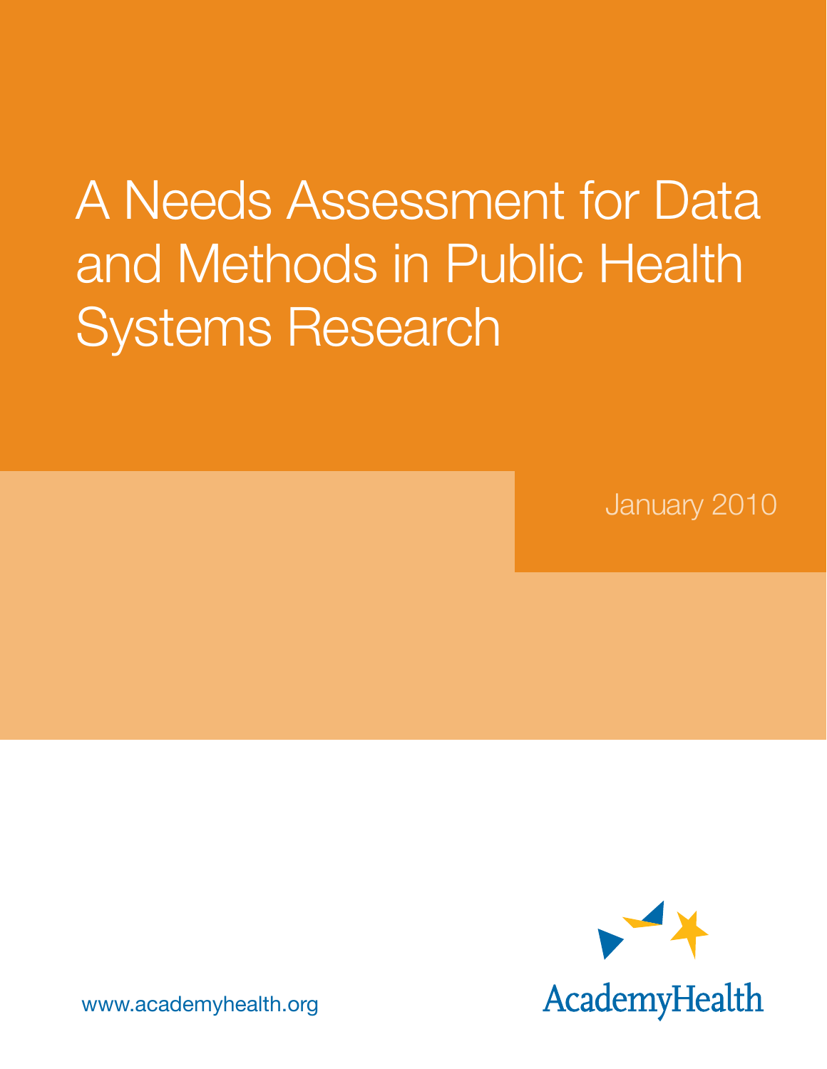# A Needs Assessment for Data and Methods in Public Health Systems Research

January 2010

www.academyhealth.org

AcademyHealth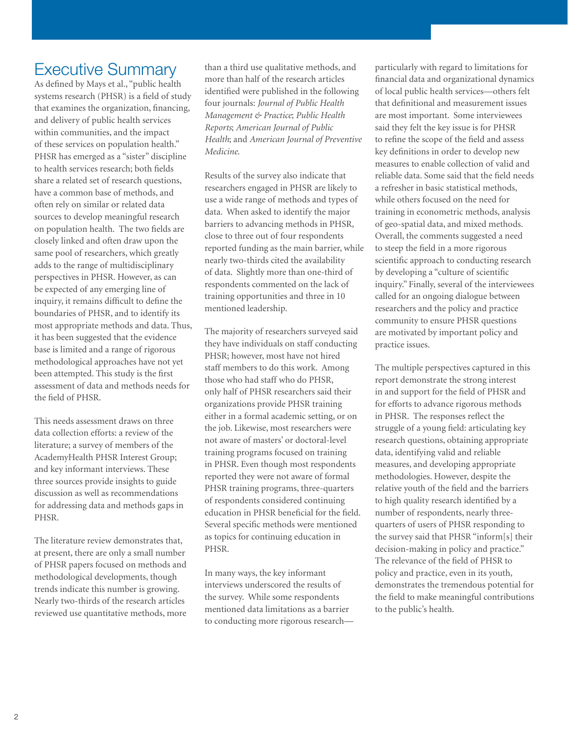# Executive Summary

As defined by Mays et al., "public health systems research (PHSR) is a field of study that examines the organization, financing, and delivery of public health services within communities, and the impact of these services on population health." PHSR has emerged as a "sister" discipline to health services research; both fields share a related set of research questions, have a common base of methods, and often rely on similar or related data sources to develop meaningful research on population health. The two fields are closely linked and often draw upon the same pool of researchers, which greatly adds to the range of multidisciplinary perspectives in PHSR. However, as can be expected of any emerging line of inquiry, it remains difficult to define the boundaries of PHSR, and to identify its most appropriate methods and data. Thus, it has been suggested that the evidence base is limited and a range of rigorous methodological approaches have not yet been attempted. This study is the first assessment of data and methods needs for the field of PHSR.

This needs assessment draws on three data collection efforts: a review of the literature; a survey of members of the AcademyHealth PHSR Interest Group; and key informant interviews. These three sources provide insights to guide discussion as well as recommendations for addressing data and methods gaps in PHSR.

The literature review demonstrates that, at present, there are only a small number of PHSR papers focused on methods and methodological developments, though trends indicate this number is growing. Nearly two-thirds of the research articles reviewed use quantitative methods, more than a third use qualitative methods, and more than half of the research articles identified were published in the following four journals: *Journal of Public Health Management & Practice*; *Public Health Reports*; *American Journal of Public Health*; and *American Journal of Preventive Medicine*.

Results of the survey also indicate that researchers engaged in PHSR are likely to use a wide range of methods and types of data. When asked to identify the major barriers to advancing methods in PHSR, close to three out of four respondents reported funding as the main barrier, while nearly two-thirds cited the availability of data. Slightly more than one-third of respondents commented on the lack of training opportunities and three in 10 mentioned leadership.

The majority of researchers surveyed said they have individuals on staff conducting PHSR; however, most have not hired staff members to do this work. Among those who had staff who do PHSR, only half of PHSR researchers said their organizations provide PHSR training either in a formal academic setting, or on the job. Likewise, most researchers were not aware of masters' or doctoral-level training programs focused on training in PHSR. Even though most respondents reported they were not aware of formal PHSR training programs, three-quarters of respondents considered continuing education in PHSR beneficial for the field. Several specific methods were mentioned as topics for continuing education in PHSR.

In many ways, the key informant interviews underscored the results of the survey. While some respondents mentioned data limitations as a barrier to conducting more rigorous research—particularly with regard to limitations for financial data and organizational dynamics of local public health services—others felt that definitional and measurement issues are most important. Some interviewees said they felt the key issue is for PHSR to refine the scope of the field and assess key definitions in order to develop new measures to enable collection of valid and reliable data. Some said that the field needs a refresher in basic statistical methods, while others focused on the need for training in econometric methods, analysis of geo-spatial data, and mixed methods. Overall, the comments suggested a need to steep the field in a more rigorous scientific approach to conducting research by developing a "culture of scientific inquiry." Finally, several of the interviewees called for an ongoing dialogue between researchers and the policy and practice community to ensure PHSR questions are motivated by important policy and practice issues.

The multiple perspectives captured in this report demonstrate the strong interest in and support for the field of PHSR and for efforts to advance rigorous methods in PHSR. The responses reflect the struggle of a young field: articulating key research questions, obtaining appropriate data, identifying valid and reliable measures, and developing appropriate methodologies. However, despite the relative youth of the field and the barriers to high quality research identified by a number of respondents, nearly three-quarters of users of PHSR responding to the survey said that PHSR "inform[s] their decision-making in policy and practice." The relevance of the field of PHSR to policy and practice, even in its youth, demonstrates the tremendous potential for the field to make meaningful contributions to the public's health.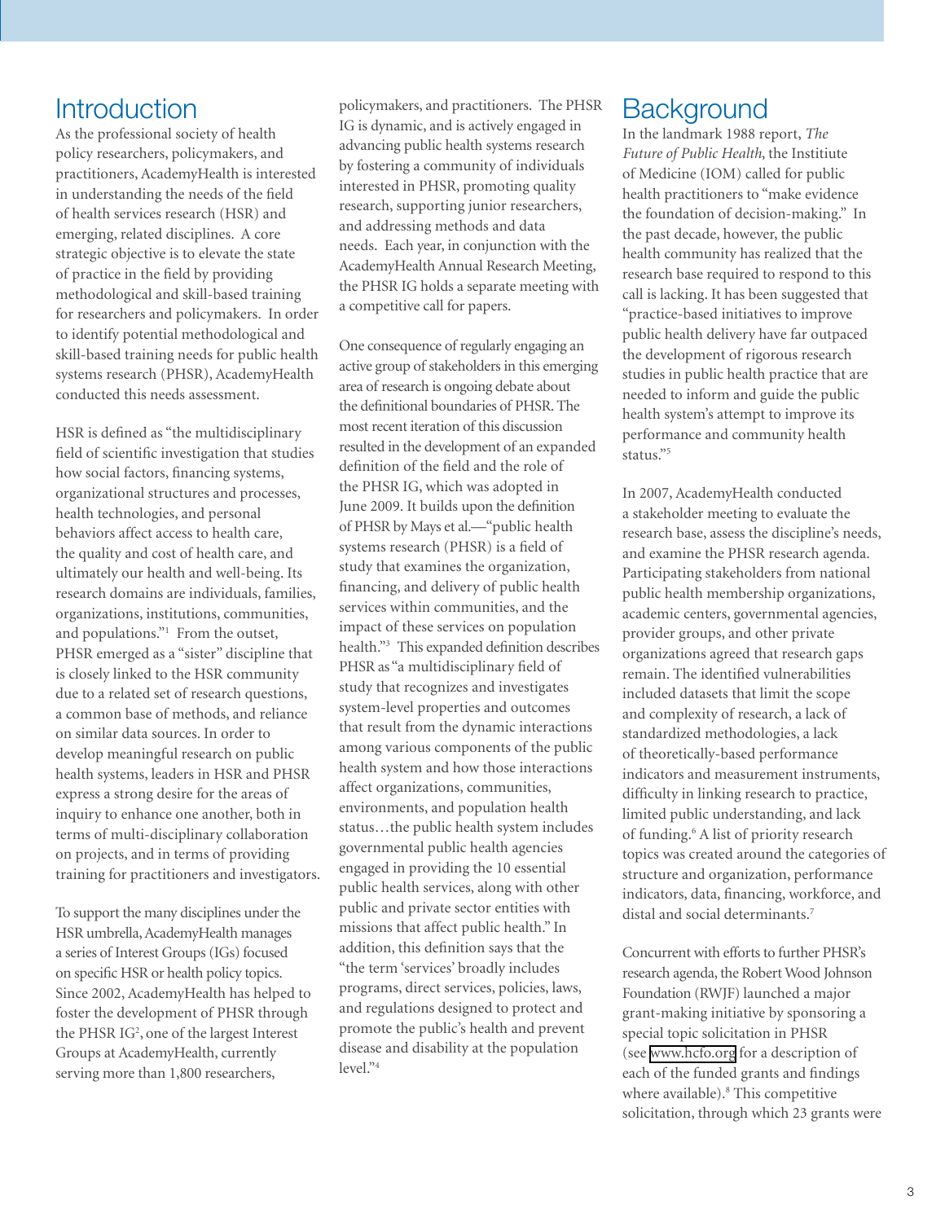# Introduction

As the professional society of health policy researchers, policymakers, and practitioners, AcademyHealth is interested in understanding the needs of the field of health services research (HSR) and emerging, related disciplines. A core strategic objective is to elevate the state of practice in the field by providing methodological and skill-based training for researchers and policymakers. In order to identify potential methodological and skill-based training needs for public health systems research (PHSR), AcademyHealth conducted this needs assessment.

HSR is defined as "the multidisciplinary field of scientific investigation that studies how social factors, financing systems, organizational structures and processes, health technologies, and personal behaviors affect access to health care, the quality and cost of health care, and ultimately our health and well-being. Its research domains are individuals, families, organizations, institutions, communities, and populations."[1] From the outset, PHSR emerged as a "sister" discipline that is closely linked to the HSR community due to a related set of research questions, a common base of methods, and reliance on similar data sources. In order to develop meaningful research on public health systems, leaders in HSR and PHSR express a strong desire for the areas of inquiry to enhance one another, both in terms of multi-disciplinary collaboration on projects, and in terms of providing training for practitioners and investigators.

To support the many disciplines under the HSR umbrella, AcademyHealth manages a series of Interest Groups (IGs) focused on specific HSR or health policy topics. Since 2002, AcademyHealth has helped to foster the development of PHSR through the PHSR IG[2], one of the largest Interest Groups at AcademyHealth, currently serving more than 1,800 researchers, policymakers, and practitioners. The PHSR IG is dynamic, and is actively engaged in advancing public health systems research by fostering a community of individuals interested in PHSR, promoting quality research, supporting junior researchers, and addressing methods and data needs. Each year, in conjunction with the AcademyHealth Annual Research Meeting, the PHSR IG holds a separate meeting with a competitive call for papers.

One consequence of regularly engaging an active group of stakeholders in this emerging area of research is ongoing debate about the definitional boundaries of PHSR. The most recent iteration of this discussion resulted in the development of an expanded definition of the field and the role of the PHSR IG, which was adopted in June 2009. It builds upon the definition of PHSR by Mays et al.—"public health systems research (PHSR) is a field of study that examines the organization, financing, and delivery of public health services within communities, and the impact of these services on population health."[3] This expanded definition describes PHSR as "a multidisciplinary field of study that recognizes and investigates system-level properties and outcomes that result from the dynamic interactions among various components of the public health system and how those interactions affect organizations, communities, environments, and population health status…the public health system includes governmental public health agencies engaged in providing the 10 essential public health services, along with other public and private sector entities with missions that affect public health." In addition, this definition says that the "the term 'services' broadly includes programs, direct services, policies, laws, and regulations designed to protect and promote the public's health and prevent disease and disability at the population level."[4]

# Background

In the landmark 1988 report, *The Future of Public Health*, the Institute of Medicine (IOM) called for public health practitioners to "make evidence the foundation of decision-making." In the past decade, however, the public health community has realized that the research base required to respond to this call is lacking. It has been suggested that "practice-based initiatives to improve public health delivery have far outpaced the development of rigorous research studies in public health practice that are needed to inform and guide the public health system's attempt to improve its performance and community health status."[5]

In 2007, AcademyHealth conducted a stakeholder meeting to evaluate the research base, assess the discipline's needs, and examine the PHSR research agenda. Participating stakeholders from national public health membership organizations, academic centers, governmental agencies, provider groups, and other private organizations agreed that research gaps remain. The identified vulnerabilities included datasets that limit the scope and complexity of research, a lack of standardized methodologies, a lack of theoretically-based performance indicators and measurement instruments, difficulty in linking research to practice, limited public understanding, and lack of funding.[6] A list of priority research topics was created around the categories of structure and organization, performance indicators, data, financing, workforce, and distal and social determinants.[7]

Concurrent with efforts to further PHSR's research agenda, the Robert Wood Johnson Foundation (RWJF) launched a major grant-making initiative by sponsoring a special topic solicitation in PHSR (see www.hcfo.org for a description of each of the funded grants and findings where available).[8] This competitive solicitation, through which 23 grants were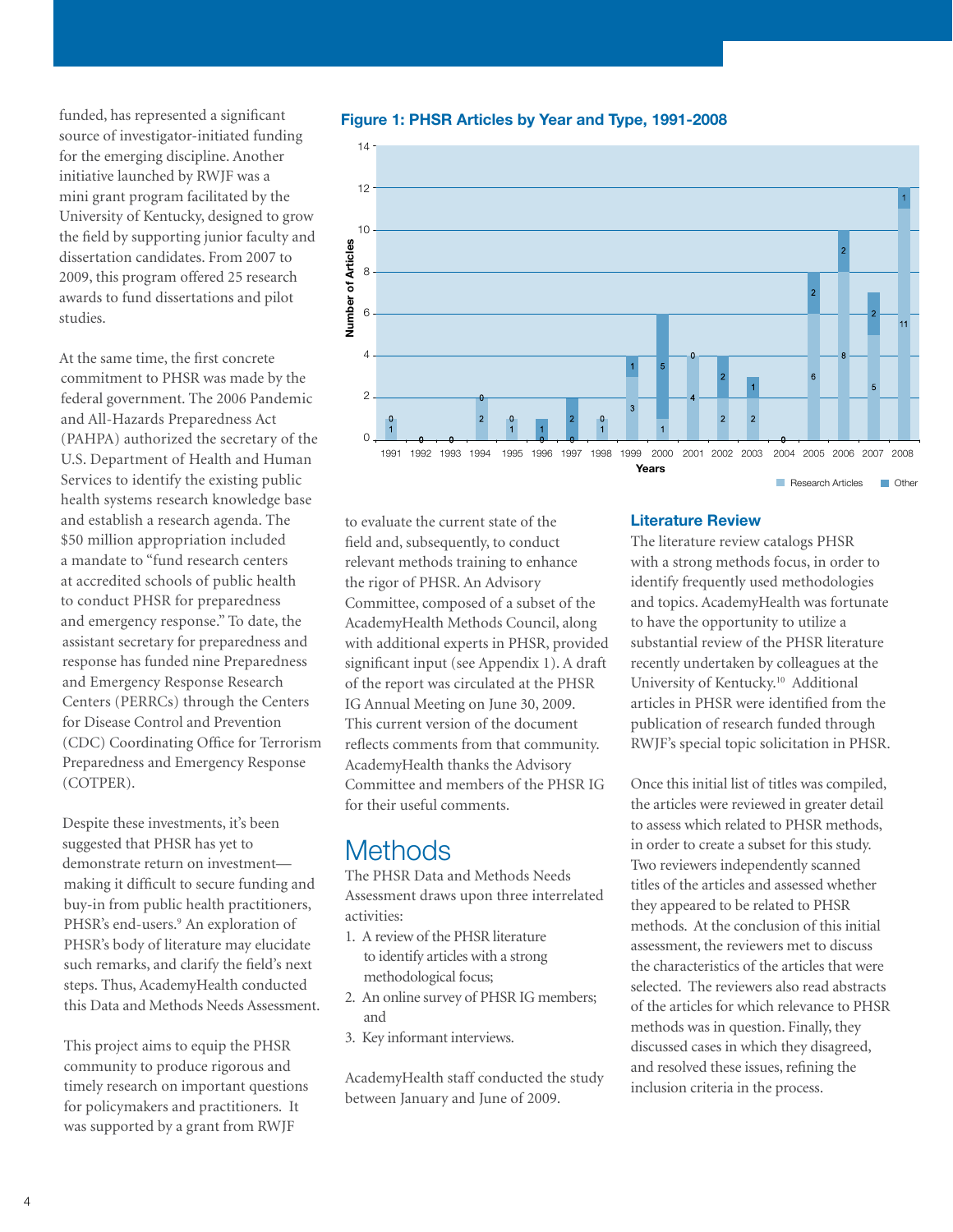funded, has represented a significant source of investigator-initiated funding for the emerging discipline. Another initiative launched by RWJF was a mini grant program facilitated by the University of Kentucky, designed to grow the field by supporting junior faculty and dissertation candidates. From 2007 to 2009, this program offered 25 research awards to fund dissertations and pilot studies.

At the same time, the first concrete commitment to PHSR was made by the federal government. The 2006 Pandemic and All-Hazards Preparedness Act (PAHPA) authorized the secretary of the U.S. Department of Health and Human Services to identify the existing public health systems research knowledge base and establish a research agenda. The $50 million appropriation included a mandate to "fund research centers at accredited schools of public health to conduct PHSR for preparedness and emergency response." To date, the assistant secretary for preparedness and response has funded nine Preparedness and Emergency Response Research Centers (PERRCs) through the Centers for Disease Control and Prevention (CDC) Coordinating Office for Terrorism Preparedness and Emergency Response (COTPER).

Despite these investments, it's been suggested that PHSR has yet to demonstrate return on investment—making it difficult to secure funding and buy-in from public health practitioners, PHSR's end-users.[9] An exploration of PHSR's body of literature may elucidate such remarks, and clarify the field's next steps. Thus, AcademyHealth conducted this Data and Methods Needs Assessment.

This project aims to equip the PHSR community to produce rigorous and timely research on important questions for policymakers and practitioners. It was supported by a grant from RWJF

**Figure 1: PHSR Articles by Year and Type, 1991-2008**

| Year | Research Articles | Other |
|---|---|---|
| 1991 | 1 | 0 |
| 1992 | 0 | 0 |
| 1993 | 0 | 0 |
| 1994 | 2 | 0 |
| 1995 | 1 | 0 |
| 1996 | 0 | 1 |
| 1997 | 0 | 2 |
| 1998 | 1 | 0 |
| 1999 | 3 | 1 |
| 2000 | 1 | 5 |
| 2001 | 4 | 0 |
| 2002 | 2 | 2 |
| 2003 | 2 | 1 |
| 2004 | 0 | 0 |
| 2005 | 6 | 2 |
| 2006 | 8 | 2 |
| 2007 | 5 | 2 |
| 2008 | 11 | 1 |

to evaluate the current state of the field and, subsequently, to conduct relevant methods training to enhance the rigor of PHSR. An Advisory Committee, composed of a subset of the AcademyHealth Methods Council, along with additional experts in PHSR, provided significant input (see Appendix 1). A draft of the report was circulated at the PHSR IG Annual Meeting on June 30, 2009. This current version of the document reflects comments from that community. AcademyHealth thanks the Advisory Committee and members of the PHSR IG for their useful comments.

# Methods

The PHSR Data and Methods Needs Assessment draws upon three interrelated activities:

1. A review of the PHSR literature to identify articles with a strong methodological focus;
2. An online survey of PHSR IG members; and
3. Key informant interviews.

AcademyHealth staff conducted the study between January and June of 2009.

## Literature Review

The literature review catalogs PHSR with a strong methods focus, in order to identify frequently used methodologies and topics. AcademyHealth was fortunate to have the opportunity to utilize a substantial review of the PHSR literature recently undertaken by colleagues at the University of Kentucky.[10] Additional articles in PHSR were identified from the publication of research funded through RWJF's special topic solicitation in PHSR.

Once this initial list of titles was compiled, the articles were reviewed in greater detail to assess which related to PHSR methods, in order to create a subset for this study. Two reviewers independently scanned titles of the articles and assessed whether they appeared to be related to PHSR methods. At the conclusion of this initial assessment, the reviewers met to discuss the characteristics of the articles that were selected. The reviewers also read abstracts of the articles for which relevance to PHSR methods was in question. Finally, they discussed cases in which they disagreed, and resolved these issues, refining the inclusion criteria in the process.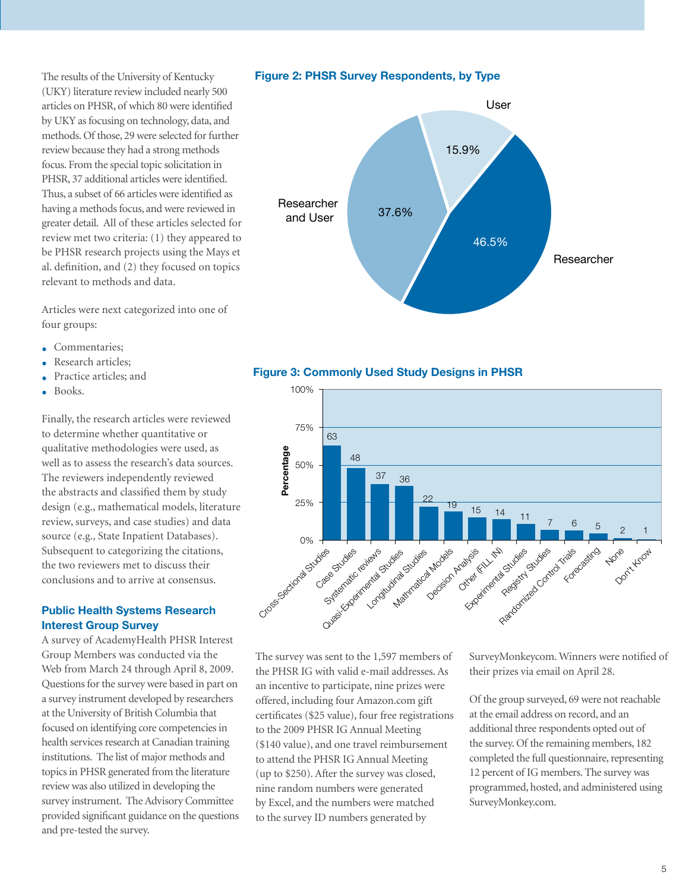The results of the University of Kentucky (UKY) literature review included nearly 500 articles on PHSR, of which 80 were identified by UKY as focusing on technology, data, and methods. Of those, 29 were selected for further review because they had a strong methods focus. From the special topic solicitation in PHSR, 37 additional articles were identified. Thus, a subset of 66 articles were identified as having a methods focus, and were reviewed in greater detail. All of these articles selected for review met two criteria: (1) they appeared to be PHSR research projects using the Mays et al. definition, and (2) they focused on topics relevant to methods and data.

Articles were next categorized into one of four groups:

- Commentaries;
- Research articles;
- Practice articles; and
- Books.

Finally, the research articles were reviewed to determine whether quantitative or qualitative methodologies were used, as well as to assess the research's data sources. The reviewers independently reviewed the abstracts and classified them by study design (e.g., mathematical models, literature review, surveys, and case studies) and data source (e.g., State Inpatient Databases). Subsequent to categorizing the citations, the two reviewers met to discuss their conclusions and to arrive at consensus.

### Public Health Systems Research Interest Group Survey

A survey of AcademyHealth PHSR Interest Group Members was conducted via the Web from March 24 through April 8, 2009. Questions for the survey were based in part on a survey instrument developed by researchers at the University of British Columbia that focused on identifying core competencies in health services research at Canadian training institutions. The list of major methods and topics in PHSR generated from the literature review was also utilized in developing the survey instrument. The Advisory Committee provided significant guidance on the questions and pre-tested the survey.

**Figure 2: PHSR Survey Respondents, by Type**

| Type | Percentage |
|---|---|
| Researcher | 46.5% |
| Researcher and User | 37.6% |
| User | 15.9% |

**Figure 3: Commonly Used Study Designs in PHSR**

| Study Design | Percentage |
|---|---|
| Cross-Sectional Studies | 63 |
| Case Studies | 48 |
| Systematic reviews | 37 |
| Quasi-Experimental Studies | 36 |
| Longitudinal Studies | 22 |
| Mathmatical Models | 19 |
| Decision Analysis | 15 |
| Other (FILL IN) | 14 |
| Experimental Studies | 11 |
| Registry Studies | 7 |
| Randomized Control Trials | 6 |
| Forecasting | 5 |
| None | 2 |
| Don't Know | 1 |

The survey was sent to the 1,597 members of the PHSR IG with valid e-mail addresses. As an incentive to participate, nine prizes were offered, including four Amazon.com gift certificates ($25 value), four free registrations to the 2009 PHSR IG Annual Meeting ($140 value), and one travel reimbursement to attend the PHSR IG Annual Meeting (up to $250). After the survey was closed, nine random numbers were generated by Excel, and the numbers were matched to the survey ID numbers generated by SurveyMonkeycom. Winners were notified of their prizes via email on April 28.

Of the group surveyed, 69 were not reachable at the email address on record, and an additional three respondents opted out of the survey. Of the remaining members, 182 completed the full questionnaire, representing 12 percent of IG members. The survey was programmed, hosted, and administered using SurveyMonkey.com.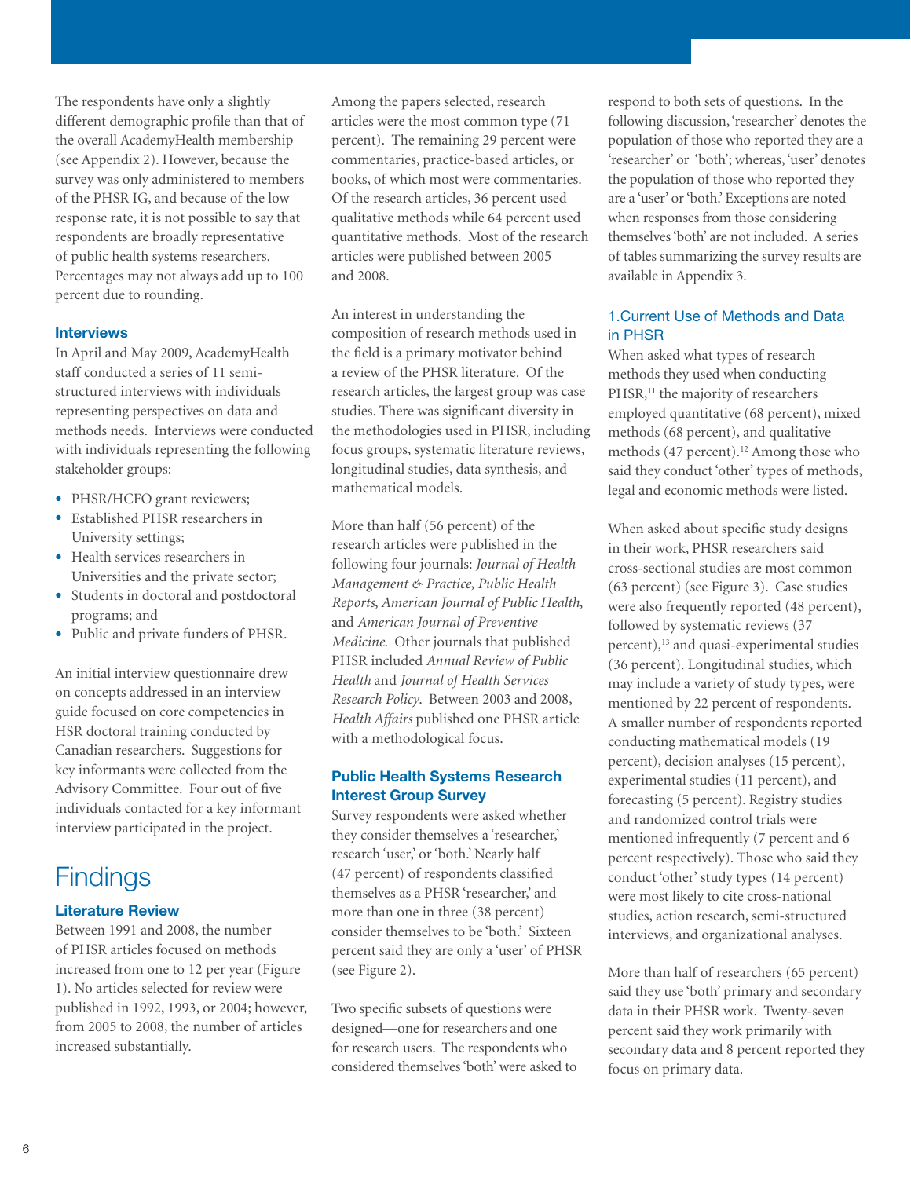The respondents have only a slightly different demographic profile than that of the overall AcademyHealth membership (see Appendix 2). However, because the survey was only administered to members of the PHSR IG, and because of the low response rate, it is not possible to say that respondents are broadly representative of public health systems researchers. Percentages may not always add up to 100 percent due to rounding.

### Interviews

In April and May 2009, AcademyHealth staff conducted a series of 11 semi-structured interviews with individuals representing perspectives on data and methods needs. Interviews were conducted with individuals representing the following stakeholder groups:

- PHSR/HCFO grant reviewers;
- Established PHSR researchers in University settings;
- Health services researchers in Universities and the private sector;
- Students in doctoral and postdoctoral programs; and
- Public and private funders of PHSR.

An initial interview questionnaire drew on concepts addressed in an interview guide focused on core competencies in HSR doctoral training conducted by Canadian researchers. Suggestions for key informants were collected from the Advisory Committee. Four out of five individuals contacted for a key informant interview participated in the project.

# Findings

### Literature Review

Between 1991 and 2008, the number of PHSR articles focused on methods increased from one to 12 per year (Figure 1). No articles selected for review were published in 1992, 1993, or 2004; however, from 2005 to 2008, the number of articles increased substantially.

Among the papers selected, research articles were the most common type (71 percent). The remaining 29 percent were commentaries, practice-based articles, or books, of which most were commentaries. Of the research articles, 36 percent used qualitative methods while 64 percent used quantitative methods. Most of the research articles were published between 2005 and 2008.

An interest in understanding the composition of research methods used in the field is a primary motivator behind a review of the PHSR literature. Of the research articles, the largest group was case studies. There was significant diversity in the methodologies used in PHSR, including focus groups, systematic literature reviews, longitudinal studies, data synthesis, and mathematical models.

More than half (56 percent) of the research articles were published in the following four journals: *Journal of Health Management & Practice*, *Public Health Reports*, *American Journal of Public Health*, and *American Journal of Preventive Medicine*. Other journals that published PHSR included *Annual Review of Public Health* and *Journal of Health Services Research Policy*. Between 2003 and 2008, *Health Affairs* published one PHSR article with a methodological focus.

### Public Health Systems Research Interest Group Survey

Survey respondents were asked whether they consider themselves a 'researcher,' research 'user,' or 'both.' Nearly half (47 percent) of respondents classified themselves as a PHSR 'researcher,' and more than one in three (38 percent) consider themselves to be 'both.' Sixteen percent said they are only a 'user' of PHSR (see Figure 2).

Two specific subsets of questions were designed—one for researchers and one for research users. The respondents who considered themselves 'both' were asked to respond to both sets of questions. In the following discussion, 'researcher' denotes the population of those who reported they are a 'researcher' or 'both'; whereas, 'user' denotes the population of those who reported they are a 'user' or 'both.' Exceptions are noted when responses from those considering themselves 'both' are not included. A series of tables summarizing the survey results are available in Appendix 3.

#### 1. Current Use of Methods and Data in PHSR

When asked what types of research methods they used when conducting PHSR,[11] the majority of researchers employed quantitative (68 percent), mixed methods (68 percent), and qualitative methods (47 percent).[12] Among those who said they conduct 'other' types of methods, legal and economic methods were listed.

When asked about specific study designs in their work, PHSR researchers said cross-sectional studies are most common (63 percent) (see Figure 3). Case studies were also frequently reported (48 percent), followed by systematic reviews (37 percent),[13] and quasi-experimental studies (36 percent). Longitudinal studies, which may include a variety of study types, were mentioned by 22 percent of respondents. A smaller number of respondents reported conducting mathematical models (19 percent), decision analyses (15 percent), experimental studies (11 percent), and forecasting (5 percent). Registry studies and randomized control trials were mentioned infrequently (7 percent and 6 percent respectively). Those who said they conduct 'other' study types (14 percent) were most likely to cite cross-national studies, action research, semi-structured interviews, and organizational analyses.

More than half of researchers (65 percent) said they use 'both' primary and secondary data in their PHSR work. Twenty-seven percent said they work primarily with secondary data and 8 percent reported they focus on primary data.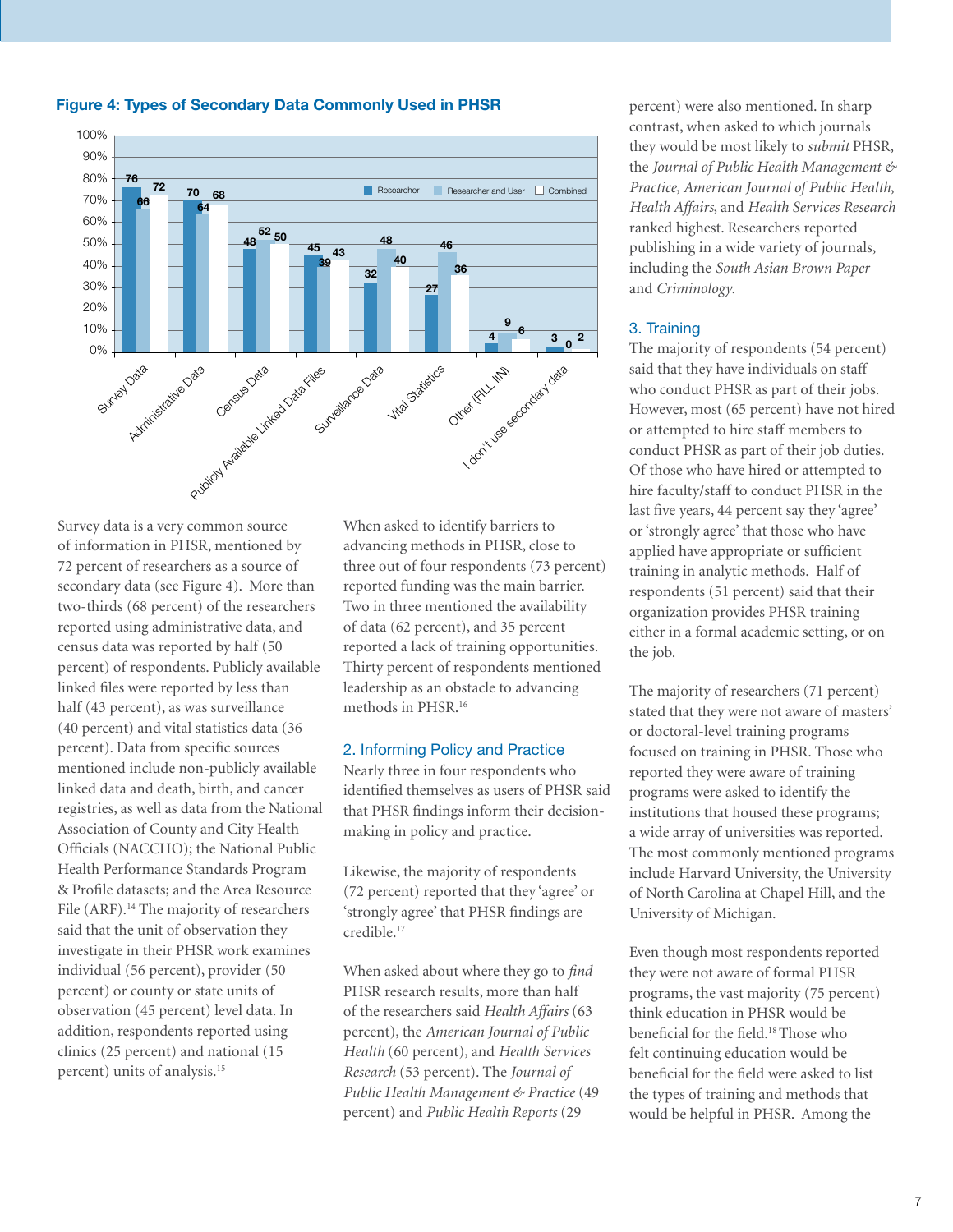**Figure 4: Types of Secondary Data Commonly Used in PHSR**

| | Researcher | Researcher and User | Combined |
|---|---|---|---|
| Survey Data | 76 | 66 | 72 |
| Administrative Data | 70 | 64 | 68 |
| Census Data | 48 | 52 | 50 |
| Publicly Available Linked Data Files | 45 | 39 | 43 |
| Surveillance Data | 32 | 48 | 40 |
| Vital Statistics | 27 | 46 | 36 |
| Other (FILL IN) | 4 | 9 | 6 |
| I don't use secondary data | 3 | 0 | 2 |

Survey data is a very common source of information in PHSR, mentioned by 72 percent of researchers as a source of secondary data (see Figure 4). More than two-thirds (68 percent) of the researchers reported using administrative data, and census data was reported by half (50 percent) of respondents. Publicly available linked files were reported by less than half (43 percent), as was surveillance (40 percent) and vital statistics data (36 percent). Data from specific sources mentioned include non-publicly available linked data and death, birth, and cancer registries, as well as data from the National Association of County and City Health Officials (NACCHO); the National Public Health Performance Standards Program & Profile datasets; and the Area Resource File (ARF).[14] The majority of researchers said that the unit of observation they investigate in their PHSR work examines individual (56 percent), provider (50 percent) or county or state units of observation (45 percent) level data. In addition, respondents reported using clinics (25 percent) and national (15 percent) units of analysis.[15]

When asked to identify barriers to advancing methods in PHSR, close to three out of four respondents (73 percent) reported funding was the main barrier. Two in three mentioned the availability of data (62 percent), and 35 percent reported a lack of training opportunities. Thirty percent of respondents mentioned leadership as an obstacle to advancing methods in PHSR.[16]

## 2. Informing Policy and Practice

Nearly three in four respondents who identified themselves as users of PHSR said that PHSR findings inform their decision-making in policy and practice.

Likewise, the majority of respondents (72 percent) reported that they 'agree' or 'strongly agree' that PHSR findings are credible.[17]

When asked about where they go to *find* PHSR research results, more than half of the researchers said *Health Affairs* (63 percent), the *American Journal of Public Health* (60 percent), and *Health Services Research* (53 percent). The *Journal of Public Health Management & Practice* (49 percent) and *Public Health Reports* (29 percent) were also mentioned. In sharp contrast, when asked to which journals they would be most likely to *submit* PHSR, the *Journal of Public Health Management & Practice*, *American Journal of Public Health*, *Health Affairs*, and *Health Services Research* ranked highest. Researchers reported publishing in a wide variety of journals, including the *South Asian Brown Paper* and *Criminology*.

## 3. Training

The majority of respondents (54 percent) said that they have individuals on staff who conduct PHSR as part of their jobs. However, most (65 percent) have not hired or attempted to hire staff members to conduct PHSR as part of their job duties. Of those who have hired or attempted to hire faculty/staff to conduct PHSR in the last five years, 44 percent say they 'agree' or 'strongly agree' that those who have applied have appropriate or sufficient training in analytic methods. Half of respondents (51 percent) said that their organization provides PHSR training either in a formal academic setting, or on the job.

The majority of researchers (71 percent) stated that they were not aware of masters' or doctoral-level training programs focused on training in PHSR. Those who reported they were aware of training programs were asked to identify the institutions that housed these programs; a wide array of universities was reported. The most commonly mentioned programs include Harvard University, the University of North Carolina at Chapel Hill, and the University of Michigan.

Even though most respondents reported they were not aware of formal PHSR programs, the vast majority (75 percent) think education in PHSR would be beneficial for the field.[18] Those who felt continuing education would be beneficial for the field were asked to list the types of training and methods that would be helpful in PHSR. Among the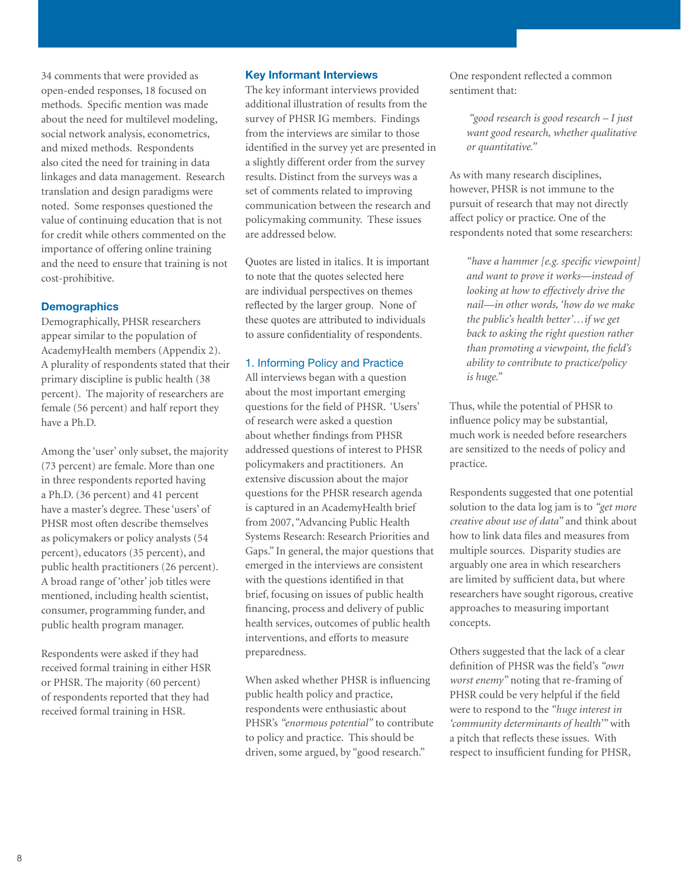34 comments that were provided as open-ended responses, 18 focused on methods. Specific mention was made about the need for multilevel modeling, social network analysis, econometrics, and mixed methods. Respondents also cited the need for training in data linkages and data management. Research translation and design paradigms were noted. Some responses questioned the value of continuing education that is not for credit while others commented on the importance of offering online training and the need to ensure that training is not cost-prohibitive.

### Demographics

Demographically, PHSR researchers appear similar to the population of AcademyHealth members (Appendix 2). A plurality of respondents stated that their primary discipline is public health (38 percent). The majority of researchers are female (56 percent) and half report they have a Ph.D.

Among the 'user' only subset, the majority (73 percent) are female. More than one in three respondents reported having a Ph.D. (36 percent) and 41 percent have a master's degree. These 'users' of PHSR most often describe themselves as policymakers or policy analysts (54 percent), educators (35 percent), and public health practitioners (26 percent). A broad range of 'other' job titles were mentioned, including health scientist, consumer, programming funder, and public health program manager.

Respondents were asked if they had received formal training in either HSR or PHSR. The majority (60 percent) of respondents reported that they had received formal training in HSR.

### Key Informant Interviews

The key informant interviews provided additional illustration of results from the survey of PHSR IG members. Findings from the interviews are similar to those identified in the survey yet are presented in a slightly different order from the survey results. Distinct from the surveys was a set of comments related to improving communication between the research and policymaking community. These issues are addressed below.

Quotes are listed in italics. It is important to note that the quotes selected here are individual perspectives on themes reflected by the larger group. None of these quotes are attributed to individuals to assure confidentiality of respondents.

#### 1. Informing Policy and Practice

All interviews began with a question about the most important emerging questions for the field of PHSR. 'Users' of research were asked a question about whether findings from PHSR addressed questions of interest to PHSR policymakers and practitioners. An extensive discussion about the major questions for the PHSR research agenda is captured in an AcademyHealth brief from 2007, "Advancing Public Health Systems Research: Research Priorities and Gaps." In general, the major questions that emerged in the interviews are consistent with the questions identified in that brief, focusing on issues of public health financing, process and delivery of public health services, outcomes of public health interventions, and efforts to measure preparedness.

When asked whether PHSR is influencing public health policy and practice, respondents were enthusiastic about PHSR's *"enormous potential"* to contribute to policy and practice. This should be driven, some argued, by "good research."

One respondent reflected a common sentiment that:

> *"good research is good research – I just want good research, whether qualitative or quantitative."*

As with many research disciplines, however, PHSR is not immune to the pursuit of research that may not directly affect policy or practice. One of the respondents noted that some researchers:

> *"have a hammer [e.g. specific viewpoint] and want to prove it works—instead of looking at how to effectively drive the nail—in other words, 'how do we make the public's health better'…if we get back to asking the right question rather than promoting a viewpoint, the field's ability to contribute to practice/policy is huge."*

Thus, while the potential of PHSR to influence policy may be substantial, much work is needed before researchers are sensitized to the needs of policy and practice.

Respondents suggested that one potential solution to the data log jam is to *"get more creative about use of data"* and think about how to link data files and measures from multiple sources. Disparity studies are arguably one area in which researchers are limited by sufficient data, but where researchers have sought rigorous, creative approaches to measuring important concepts.

Others suggested that the lack of a clear definition of PHSR was the field's *"own worst enemy"* noting that re-framing of PHSR could be very helpful if the field were to respond to the *"huge interest in 'community determinants of health'"* with a pitch that reflects these issues. With respect to insufficient funding for PHSR,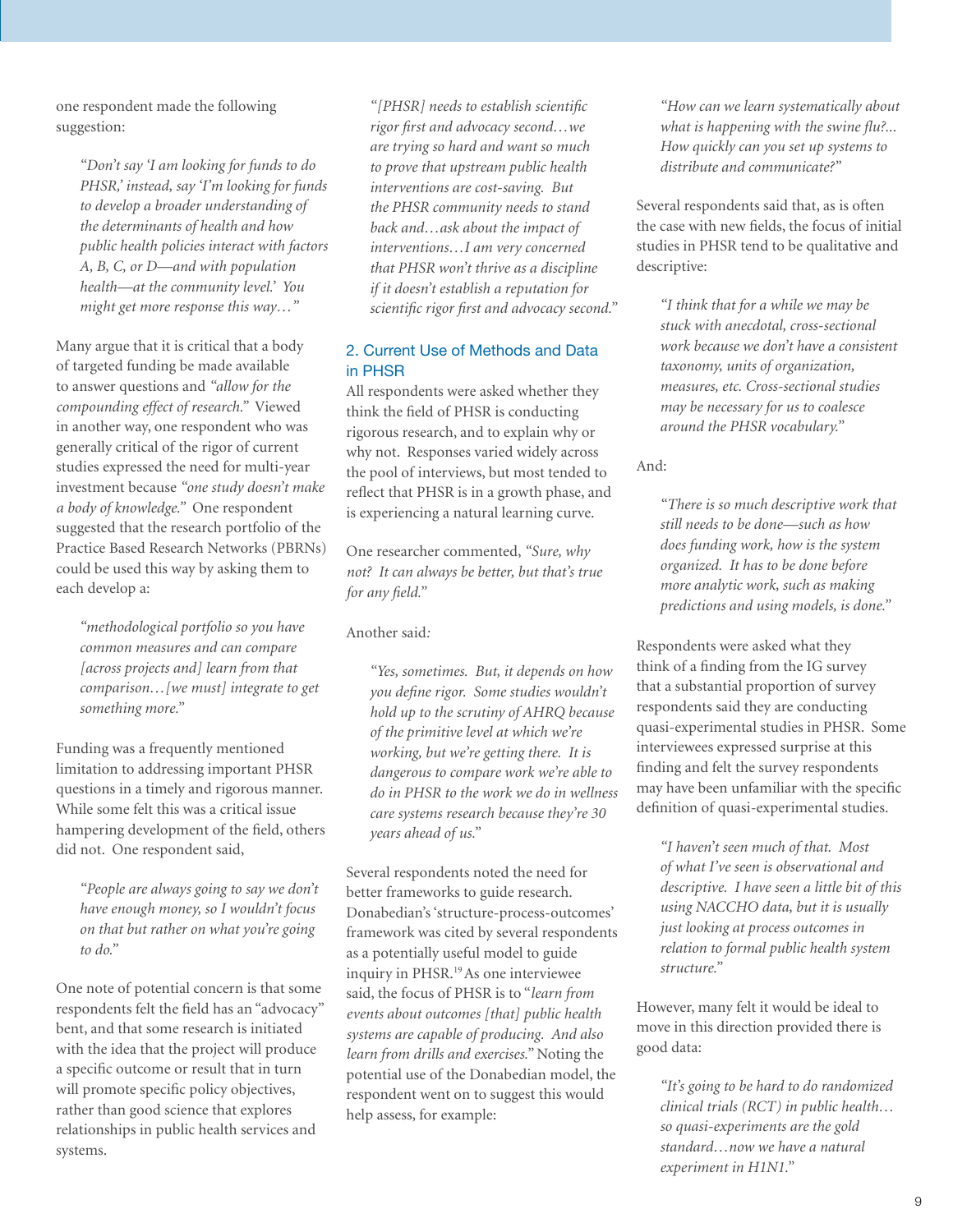one respondent made the following suggestion:

> *"Don't say 'I am looking for funds to do PHSR,' instead, say 'I'm looking for funds to develop a broader understanding of the determinants of health and how public health policies interact with factors A, B, C, or D—and with population health—at the community level.' You might get more response this way…"*

Many argue that it is critical that a body of targeted funding be made available to answer questions and *"allow for the compounding effect of research."* Viewed in another way, one respondent who was generally critical of the rigor of current studies expressed the need for multi-year investment because *"one study doesn't make a body of knowledge."* One respondent suggested that the research portfolio of the Practice Based Research Networks (PBRNs) could be used this way by asking them to each develop a:

> *"methodological portfolio so you have common measures and can compare [across projects and] learn from that comparison…[we must] integrate to get something more."*

Funding was a frequently mentioned limitation to addressing important PHSR questions in a timely and rigorous manner. While some felt this was a critical issue hampering development of the field, others did not. One respondent said,

> *"People are always going to say we don't have enough money, so I wouldn't focus on that but rather on what you're going to do."*

One note of potential concern is that some respondents felt the field has an "advocacy" bent, and that some research is initiated with the idea that the project will produce a specific outcome or result that in turn will promote specific policy objectives, rather than good science that explores relationships in public health services and systems.

> *"[PHSR] needs to establish scientific rigor first and advocacy second…we are trying so hard and want so much to prove that upstream public health interventions are cost-saving. But the PHSR community needs to stand back and…ask about the impact of interventions…I am very concerned that PHSR won't thrive as a discipline if it doesn't establish a reputation for scientific rigor first and advocacy second."*

## 2. Current Use of Methods and Data in PHSR

All respondents were asked whether they think the field of PHSR is conducting rigorous research, and to explain why or why not. Responses varied widely across the pool of interviews, but most tended to reflect that PHSR is in a growth phase, and is experiencing a natural learning curve.

One researcher commented, *"Sure, why not? It can always be better, but that's true for any field."*

Another said:

> *"Yes, sometimes. But, it depends on how you define rigor. Some studies wouldn't hold up to the scrutiny of AHRQ because of the primitive level at which we're working, but we're getting there. It is dangerous to compare work we're able to do in PHSR to the work we do in wellness care systems research because they're 30 years ahead of us."*

Several respondents noted the need for better frameworks to guide research. Donabedian's 'structure-process-outcomes' framework was cited by several respondents as a potentially useful model to guide inquiry in PHSR.[19] As one interviewee said, the focus of PHSR is to "*learn from events about outcomes [that] public health systems are capable of producing. And also learn from drills and exercises.*" Noting the potential use of the Donabedian model, the respondent went on to suggest this would help assess, for example:

> *"How can we learn systematically about what is happening with the swine flu?... How quickly can you set up systems to distribute and communicate?"*

Several respondents said that, as is often the case with new fields, the focus of initial studies in PHSR tend to be qualitative and descriptive:

> *"I think that for a while we may be stuck with anecdotal, cross-sectional work because we don't have a consistent taxonomy, units of organization, measures, etc. Cross-sectional studies may be necessary for us to coalesce around the PHSR vocabulary."*

And:

> *"There is so much descriptive work that still needs to be done—such as how does funding work, how is the system organized. It has to be done before more analytic work, such as making predictions and using models, is done."*

Respondents were asked what they think of a finding from the IG survey that a substantial proportion of survey respondents said they are conducting quasi-experimental studies in PHSR. Some interviewees expressed surprise at this finding and felt the survey respondents may have been unfamiliar with the specific definition of quasi-experimental studies.

> *"I haven't seen much of that. Most of what I've seen is observational and descriptive. I have seen a little bit of this using NACCHO data, but it is usually just looking at process outcomes in relation to formal public health system structure."*

However, many felt it would be ideal to move in this direction provided there is good data:

> *"It's going to be hard to do randomized clinical trials (RCT) in public health… so quasi-experiments are the gold standard…now we have a natural experiment in H1N1."*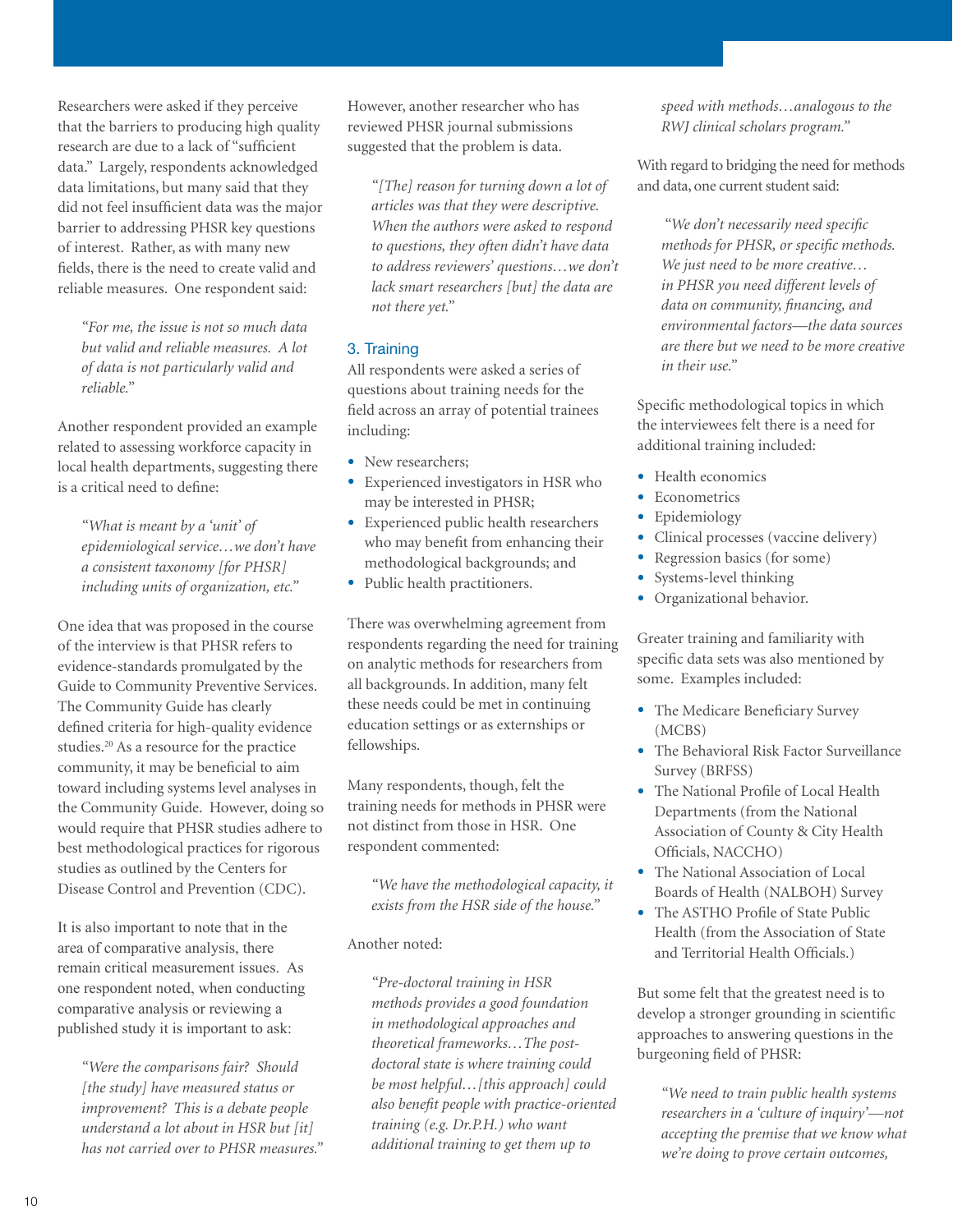Researchers were asked if they perceive that the barriers to producing high quality research are due to a lack of "sufficient data." Largely, respondents acknowledged data limitations, but many said that they did not feel insufficient data was the major barrier to addressing PHSR key questions of interest. Rather, as with many new fields, there is the need to create valid and reliable measures. One respondent said:

> *"For me, the issue is not so much data but valid and reliable measures. A lot of data is not particularly valid and reliable."*

Another respondent provided an example related to assessing workforce capacity in local health departments, suggesting there is a critical need to define:

> *"What is meant by a 'unit' of epidemiological service…we don't have a consistent taxonomy [for PHSR] including units of organization, etc."*

One idea that was proposed in the course of the interview is that PHSR refers to evidence-standards promulgated by the Guide to Community Preventive Services. The Community Guide has clearly defined criteria for high-quality evidence studies.[20] As a resource for the practice community, it may be beneficial to aim toward including systems level analyses in the Community Guide. However, doing so would require that PHSR studies adhere to best methodological practices for rigorous studies as outlined by the Centers for Disease Control and Prevention (CDC).

It is also important to note that in the area of comparative analysis, there remain critical measurement issues. As one respondent noted, when conducting comparative analysis or reviewing a published study it is important to ask:

> *"Were the comparisons fair? Should [the study] have measured status or improvement? This is a debate people understand a lot about in HSR but [it] has not carried over to PHSR measures."*

However, another researcher who has reviewed PHSR journal submissions suggested that the problem is data.

> *"[The] reason for turning down a lot of articles was that they were descriptive. When the authors were asked to respond to questions, they often didn't have data to address reviewers' questions…we don't lack smart researchers [but] the data are not there yet."*

### 3. Training

All respondents were asked a series of questions about training needs for the field across an array of potential trainees including:

- New researchers;
- Experienced investigators in HSR who may be interested in PHSR;
- Experienced public health researchers who may benefit from enhancing their methodological backgrounds; and
- Public health practitioners.

There was overwhelming agreement from respondents regarding the need for training on analytic methods for researchers from all backgrounds. In addition, many felt these needs could be met in continuing education settings or as externships or fellowships.

Many respondents, though, felt the training needs for methods in PHSR were not distinct from those in HSR. One respondent commented:

> *"We have the methodological capacity, it exists from the HSR side of the house."*

Another noted:

> *"Pre-doctoral training in HSR methods provides a good foundation in methodological approaches and theoretical frameworks…The post-doctoral state is where training could be most helpful…[this approach] could also benefit people with practice-oriented training (e.g. Dr.P.H.) who want additional training to get them up to speed with methods…analogous to the RWJ clinical scholars program."*

With regard to bridging the need for methods and data, one current student said:

> *"We don't necessarily need specific methods for PHSR, or specific methods. We just need to be more creative… in PHSR you need different levels of data on community, financing, and environmental factors—the data sources are there but we need to be more creative in their use."*

Specific methodological topics in which the interviewees felt there is a need for additional training included:

- Health economics
- Econometrics
- Epidemiology
- Clinical processes (vaccine delivery)
- Regression basics (for some)
- Systems-level thinking
- Organizational behavior.

Greater training and familiarity with specific data sets was also mentioned by some. Examples included:

- The Medicare Beneficiary Survey (MCBS)
- The Behavioral Risk Factor Surveillance Survey (BRFSS)
- The National Profile of Local Health Departments (from the National Association of County & City Health Officials, NACCHO)
- The National Association of Local Boards of Health (NALBOH) Survey
- The ASTHO Profile of State Public Health (from the Association of State and Territorial Health Officials.)

But some felt that the greatest need is to develop a stronger grounding in scientific approaches to answering questions in the burgeoning field of PHSR:

> *"We need to train public health systems researchers in a 'culture of inquiry'—not accepting the premise that we know what we're doing to prove certain outcomes,*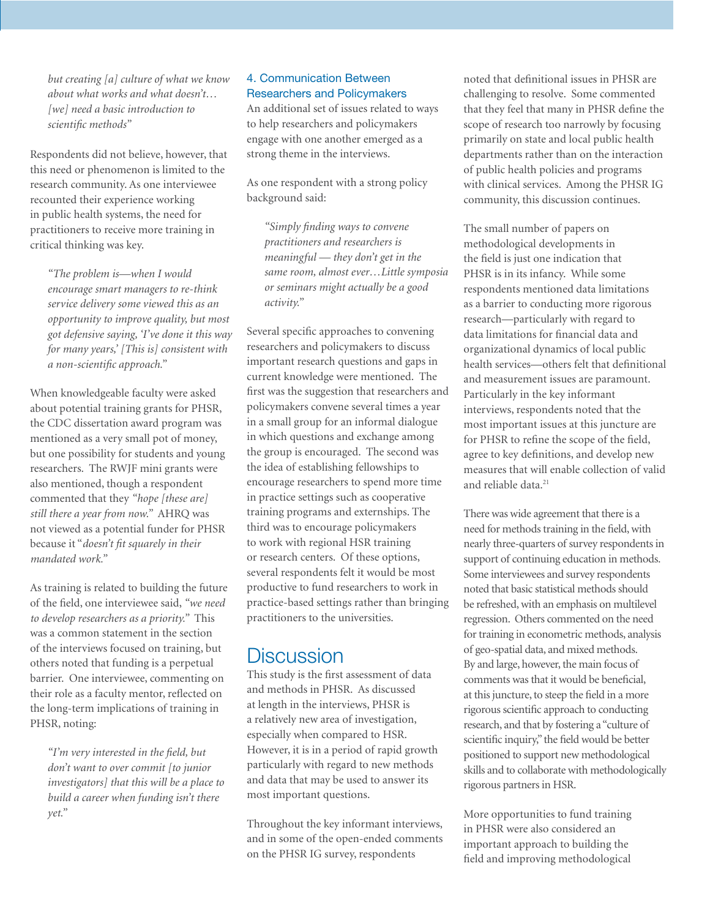*but creating [a] culture of what we know about what works and what doesn't… [we] need a basic introduction to scientific methods"*

Respondents did not believe, however, that this need or phenomenon is limited to the research community. As one interviewee recounted their experience working in public health systems, the need for practitioners to receive more training in critical thinking was key.

> *"The problem is—when I would encourage smart managers to re-think service delivery some viewed this as an opportunity to improve quality, but most got defensive saying, 'I've done it this way for many years,' [This is] consistent with a non-scientific approach."*

When knowledgeable faculty were asked about potential training grants for PHSR, the CDC dissertation award program was mentioned as a very small pot of money, but one possibility for students and young researchers. The RWJF mini grants were also mentioned, though a respondent commented that they *"hope [these are] still there a year from now."* AHRQ was not viewed as a potential funder for PHSR because it "*doesn't fit squarely in their mandated work.*"

As training is related to building the future of the field, one interviewee said, *"we need to develop researchers as a priority."* This was a common statement in the section of the interviews focused on training, but others noted that funding is a perpetual barrier. One interviewee, commenting on their role as a faculty mentor, reflected on the long-term implications of training in PHSR, noting:

> *"I'm very interested in the field, but don't want to over commit [to junior investigators] that this will be a place to build a career when funding isn't there yet."*

### 4. Communication Between Researchers and Policymakers

An additional set of issues related to ways to help researchers and policymakers engage with one another emerged as a strong theme in the interviews.

As one respondent with a strong policy background said:

> *"Simply finding ways to convene practitioners and researchers is meaningful — they don't get in the same room, almost ever…Little symposia or seminars might actually be a good activity."*

Several specific approaches to convening researchers and policymakers to discuss important research questions and gaps in current knowledge were mentioned. The first was the suggestion that researchers and policymakers convene several times a year in a small group for an informal dialogue in which questions and exchange among the group is encouraged. The second was the idea of establishing fellowships to encourage researchers to spend more time in practice settings such as cooperative training programs and externships. The third was to encourage policymakers to work with regional HSR training or research centers. Of these options, several respondents felt it would be most productive to fund researchers to work in practice-based settings rather than bringing practitioners to the universities.

## Discussion

This study is the first assessment of data and methods in PHSR. As discussed at length in the interviews, PHSR is a relatively new area of investigation, especially when compared to HSR. However, it is in a period of rapid growth particularly with regard to new methods and data that may be used to answer its most important questions.

Throughout the key informant interviews, and in some of the open-ended comments on the PHSR IG survey, respondents noted that definitional issues in PHSR are challenging to resolve. Some commented that they feel that many in PHSR define the scope of research too narrowly by focusing primarily on state and local public health departments rather than on the interaction of public health policies and programs with clinical services. Among the PHSR IG community, this discussion continues.

The small number of papers on methodological developments in the field is just one indication that PHSR is in its infancy. While some respondents mentioned data limitations as a barrier to conducting more rigorous research—particularly with regard to data limitations for financial data and organizational dynamics of local public health services—others felt that definitional and measurement issues are paramount. Particularly in the key informant interviews, respondents noted that the most important issues at this juncture are for PHSR to refine the scope of the field, agree to key definitions, and develop new measures that will enable collection of valid and reliable data.[21]

There was wide agreement that there is a need for methods training in the field, with nearly three-quarters of survey respondents in support of continuing education in methods. Some interviewees and survey respondents noted that basic statistical methods should be refreshed, with an emphasis on multilevel regression. Others commented on the need for training in econometric methods, analysis of geo-spatial data, and mixed methods. By and large, however, the main focus of comments was that it would be beneficial, at this juncture, to steep the field in a more rigorous scientific approach to conducting research, and that by fostering a "culture of scientific inquiry," the field would be better positioned to support new methodological skills and to collaborate with methodologically rigorous partners in HSR.

More opportunities to fund training in PHSR were also considered an important approach to building the field and improving methodological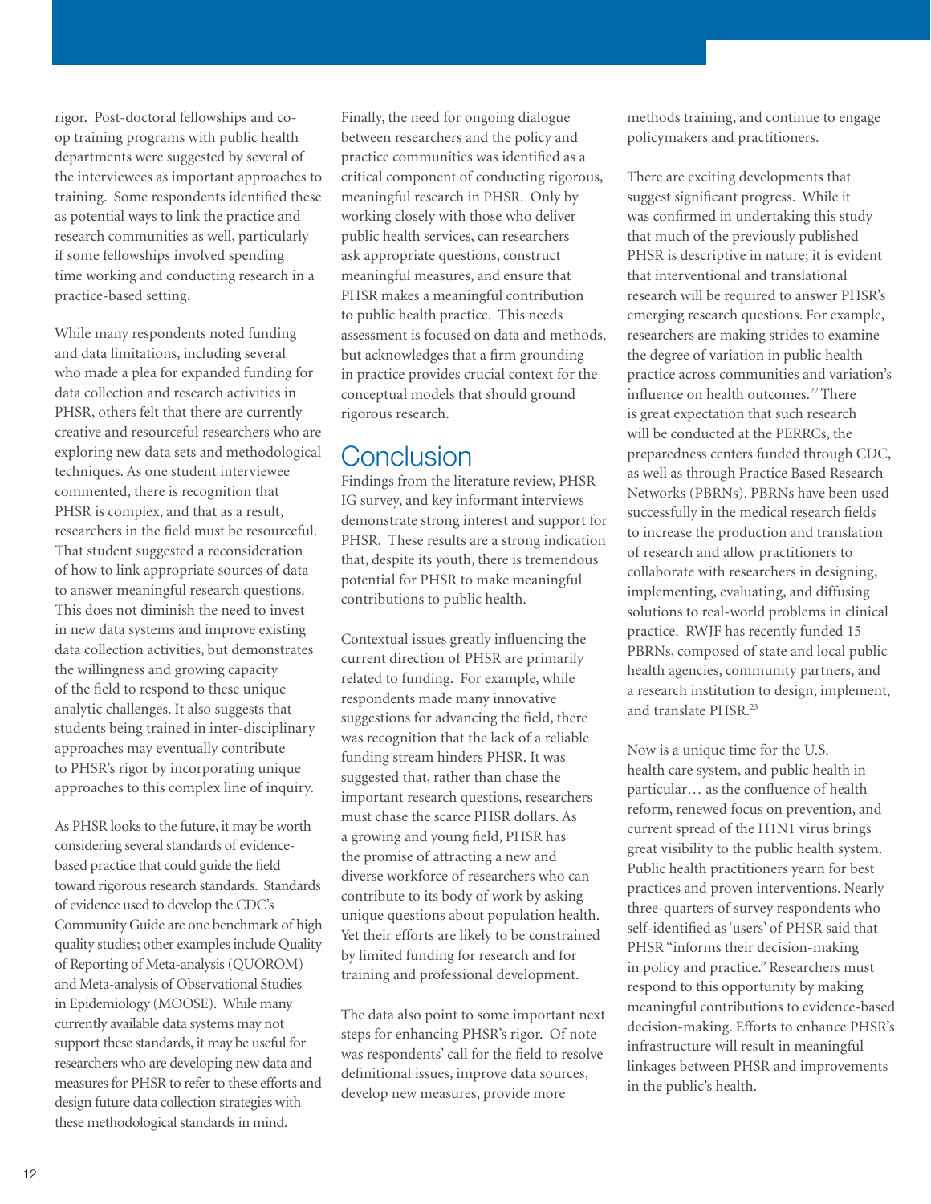rigor. Post-doctoral fellowships and co-op training programs with public health departments were suggested by several of the interviewees as important approaches to training. Some respondents identified these as potential ways to link the practice and research communities as well, particularly if some fellowships involved spending time working and conducting research in a practice-based setting.

While many respondents noted funding and data limitations, including several who made a plea for expanded funding for data collection and research activities in PHSR, others felt that there are currently creative and resourceful researchers who are exploring new data sets and methodological techniques. As one student interviewee commented, there is recognition that PHSR is complex, and that as a result, researchers in the field must be resourceful. That student suggested a reconsideration of how to link appropriate sources of data to answer meaningful research questions. This does not diminish the need to invest in new data systems and improve existing data collection activities, but demonstrates the willingness and growing capacity of the field to respond to these unique analytic challenges. It also suggests that students being trained in inter-disciplinary approaches may eventually contribute to PHSR's rigor by incorporating unique approaches to this complex line of inquiry.

As PHSR looks to the future, it may be worth considering several standards of evidence-based practice that could guide the field toward rigorous research standards. Standards of evidence used to develop the CDC's Community Guide are one benchmark of high quality studies; other examples include Quality of Reporting of Meta-analysis (QUOROM) and Meta-analysis of Observational Studies in Epidemiology (MOOSE). While many currently available data systems may not support these standards, it may be useful for researchers who are developing new data and measures for PHSR to refer to these efforts and design future data collection strategies with these methodological standards in mind.

Finally, the need for ongoing dialogue between researchers and the policy and practice communities was identified as a critical component of conducting rigorous, meaningful research in PHSR. Only by working closely with those who deliver public health services, can researchers ask appropriate questions, construct meaningful measures, and ensure that PHSR makes a meaningful contribution to public health practice. This needs assessment is focused on data and methods, but acknowledges that a firm grounding in practice provides crucial context for the conceptual models that should ground rigorous research.

## Conclusion

Findings from the literature review, PHSR IG survey, and key informant interviews demonstrate strong interest and support for PHSR. These results are a strong indication that, despite its youth, there is tremendous potential for PHSR to make meaningful contributions to public health.

Contextual issues greatly influencing the current direction of PHSR are primarily related to funding. For example, while respondents made many innovative suggestions for advancing the field, there was recognition that the lack of a reliable funding stream hinders PHSR. It was suggested that, rather than chase the important research questions, researchers must chase the scarce PHSR dollars. As a growing and young field, PHSR has the promise of attracting a new and diverse workforce of researchers who can contribute to its body of work by asking unique questions about population health. Yet their efforts are likely to be constrained by limited funding for research and for training and professional development.

The data also point to some important next steps for enhancing PHSR's rigor. Of note was respondents' call for the field to resolve definitional issues, improve data sources, develop new measures, provide more methods training, and continue to engage policymakers and practitioners.

There are exciting developments that suggest significant progress. While it was confirmed in undertaking this study that much of the previously published PHSR is descriptive in nature; it is evident that interventional and translational research will be required to answer PHSR's emerging research questions. For example, researchers are making strides to examine the degree of variation in public health practice across communities and variation's influence on health outcomes.[22] There is great expectation that such research will be conducted at the PERRCs, the preparedness centers funded through CDC, as well as through Practice Based Research Networks (PBRNs). PBRNs have been used successfully in the medical research fields to increase the production and translation of research and allow practitioners to collaborate with researchers in designing, implementing, evaluating, and diffusing solutions to real-world problems in clinical practice. RWJF has recently funded 15 PBRNs, composed of state and local public health agencies, community partners, and a research institution to design, implement, and translate PHSR.[23]

Now is a unique time for the U.S. health care system, and public health in particular… as the confluence of health reform, renewed focus on prevention, and current spread of the H1N1 virus brings great visibility to the public health system. Public health practitioners yearn for best practices and proven interventions. Nearly three-quarters of survey respondents who self-identified as 'users' of PHSR said that PHSR "informs their decision-making in policy and practice." Researchers must respond to this opportunity by making meaningful contributions to evidence-based decision-making. Efforts to enhance PHSR's infrastructure will result in meaningful linkages between PHSR and improvements in the public's health.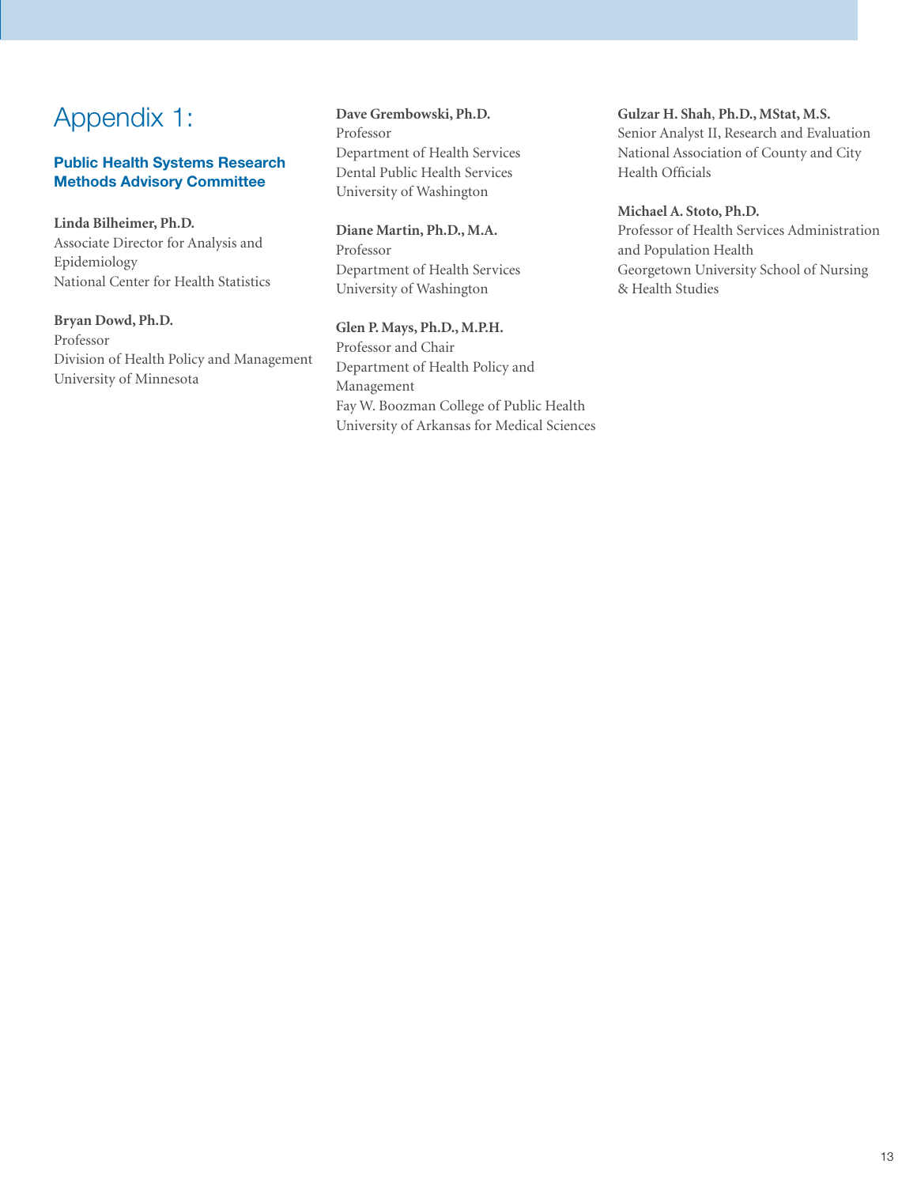# Appendix 1:

## Public Health Systems Research Methods Advisory Committee

**Linda Bilheimer, Ph.D.**
Associate Director for Analysis and Epidemiology
National Center for Health Statistics

**Bryan Dowd, Ph.D.**
Professor
Division of Health Policy and Management
University of Minnesota

**Dave Grembowski, Ph.D.**
Professor
Department of Health Services
Dental Public Health Services
University of Washington

**Diane Martin, Ph.D., M.A.**
Professor
Department of Health Services
University of Washington

**Glen P. Mays, Ph.D., M.P.H.**
Professor and Chair
Department of Health Policy and Management
Fay W. Boozman College of Public Health
University of Arkansas for Medical Sciences

**Gulzar H. Shah, Ph.D., MStat, M.S.**
Senior Analyst II, Research and Evaluation
National Association of County and City Health Officials

**Michael A. Stoto, Ph.D.**
Professor of Health Services Administration and Population Health
Georgetown University School of Nursing & Health Studies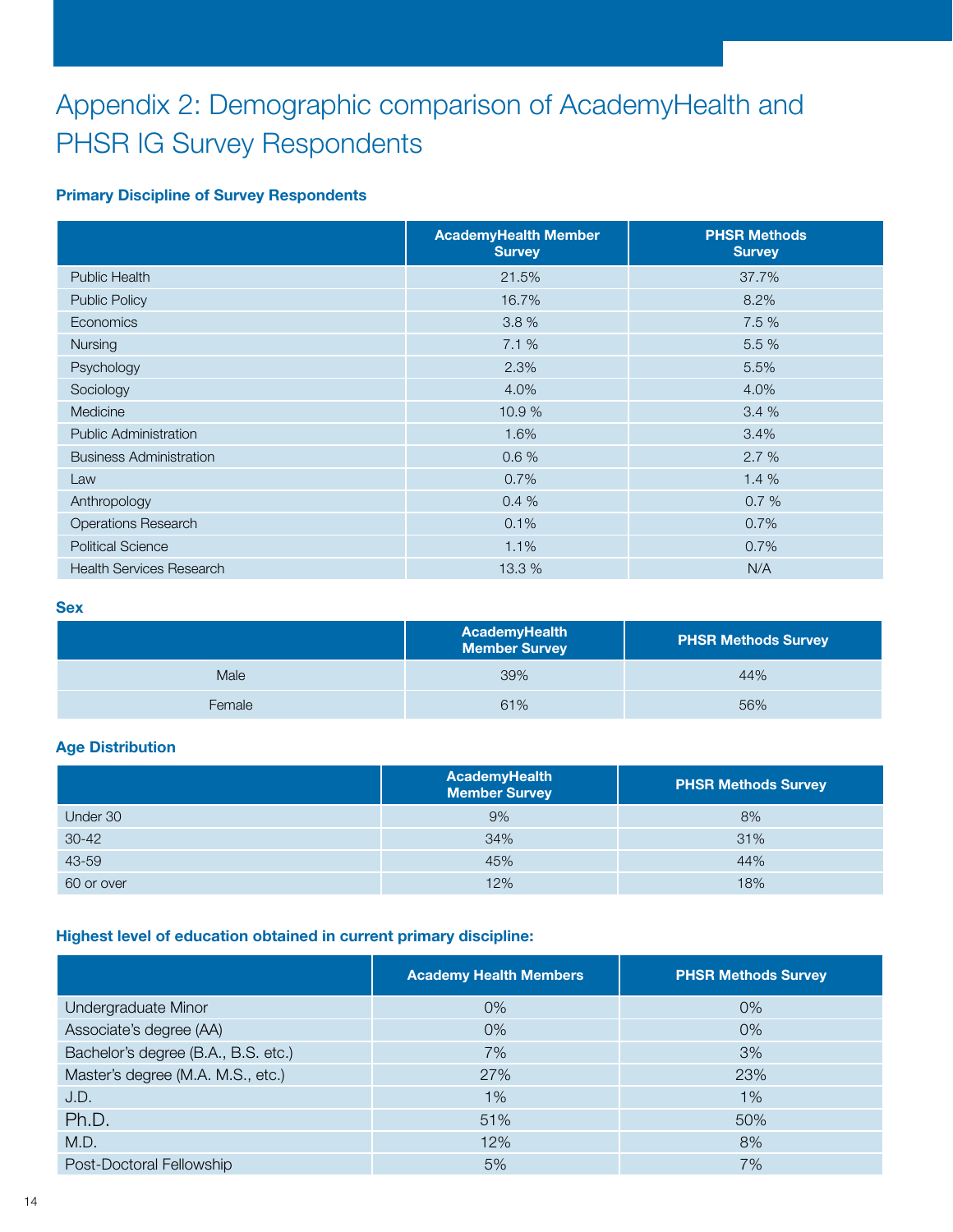# Appendix 2: Demographic comparison of AcademyHealth and PHSR IG Survey Respondents

### Primary Discipline of Survey Respondents

| | AcademyHealth Member Survey | PHSR Methods Survey |
|---|---|---|
| Public Health | 21.5% | 37.7% |
| Public Policy | 16.7% | 8.2% |
| Economics | 3.8 % | 7.5 % |
| Nursing | 7.1 % | 5.5 % |
| Psychology | 2.3% | 5.5% |
| Sociology | 4.0% | 4.0% |
| Medicine | 10.9 % | 3.4 % |
| Public Administration | 1.6% | 3.4% |
| Business Administration | 0.6 % | 2.7 % |
| Law | 0.7% | 1.4 % |
| Anthropology | 0.4 % | 0.7 % |
| Operations Research | 0.1% | 0.7% |
| Political Science | 1.1% | 0.7% |
| Health Services Research | 13.3 % | N/A |

### Sex

| | AcademyHealth Member Survey | PHSR Methods Survey |
|---|---|---|
| Male | 39% | 44% |
| Female | 61% | 56% |

### Age Distribution

| | AcademyHealth Member Survey | PHSR Methods Survey |
|---|---|---|
| Under 30 | 9% | 8% |
| 30-42 | 34% | 31% |
| 43-59 | 45% | 44% |
| 60 or over | 12% | 18% |

### Highest level of education obtained in current primary discipline:

| | Academy Health Members | PHSR Methods Survey |
|---|---|---|
| Undergraduate Minor | 0% | 0% |
| Associate's degree (AA) | 0% | 0% |
| Bachelor's degree (B.A., B.S. etc.) | 7% | 3% |
| Master's degree (M.A. M.S., etc.) | 27% | 23% |
| J.D. | 1% | 1% |
| Ph.D. | 51% | 50% |
| M.D. | 12% | 8% |
| Post-Doctoral Fellowship | 5% | 7% |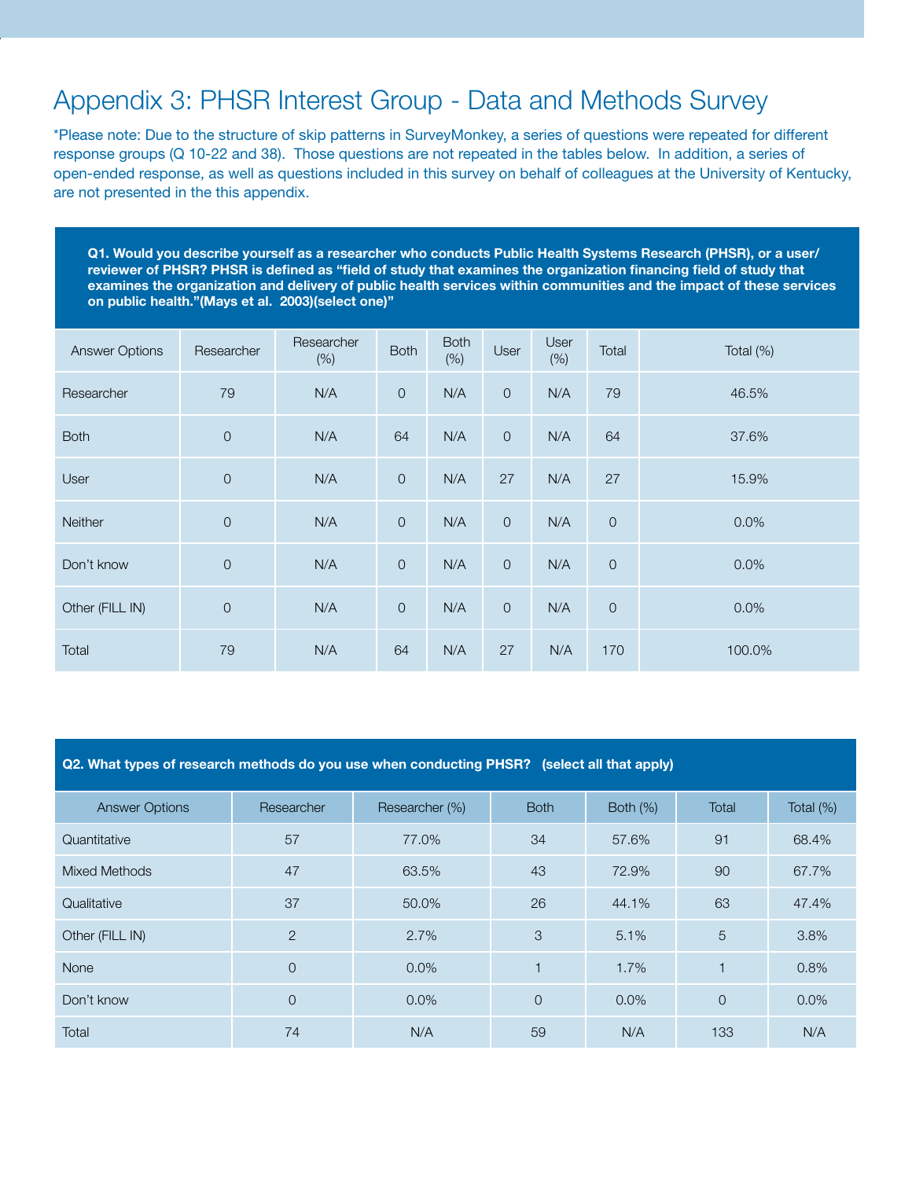# Appendix 3: PHSR Interest Group - Data and Methods Survey

*Please note: Due to the structure of skip patterns in SurveyMonkey, a series of questions were repeated for different response groups (Q 10-22 and 38). Those questions are not repeated in the tables below. In addition, a series of open-ended response, as well as questions included in this survey on behalf of colleagues at the University of Kentucky, are not presented in the this appendix.

**Q1. Would you describe yourself as a researcher who conducts Public Health Systems Research (PHSR), or a user/ reviewer of PHSR? PHSR is defined as "field of study that examines the organization financing field of study that examines the organization and delivery of public health services within communities and the impact of these services on public health."(Mays et al. 2003)(select one)"**

| Answer Options | Researcher | Researcher (%) | Both | Both (%) | User | User (%) | Total | Total (%) |
|---|---|---|---|---|---|---|---|---|
| Researcher | 79 | N/A | 0 | N/A | 0 | N/A | 79 | 46.5% |
| Both | 0 | N/A | 64 | N/A | 0 | N/A | 64 | 37.6% |
| User | 0 | N/A | 0 | N/A | 27 | N/A | 27 | 15.9% |
| Neither | 0 | N/A | 0 | N/A | 0 | N/A | 0 | 0.0% |
| Don't know | 0 | N/A | 0 | N/A | 0 | N/A | 0 | 0.0% |
| Other (FILL IN) | 0 | N/A | 0 | N/A | 0 | N/A | 0 | 0.0% |
| Total | 79 | N/A | 64 | N/A | 27 | N/A | 170 | 100.0% |

**Q2. What types of research methods do you use when conducting PHSR? (select all that apply)**

| Answer Options | Researcher | Researcher (%) | Both | Both (%) | Total | Total (%) |
|---|---|---|---|---|---|---|
| Quantitative | 57 | 77.0% | 34 | 57.6% | 91 | 68.4% |
| Mixed Methods | 47 | 63.5% | 43 | 72.9% | 90 | 67.7% |
| Qualitative | 37 | 50.0% | 26 | 44.1% | 63 | 47.4% |
| Other (FILL IN) | 2 | 2.7% | 3 | 5.1% | 5 | 3.8% |
| None | 0 | 0.0% | 1 | 1.7% | 1 | 0.8% |
| Don't know | 0 | 0.0% | 0 | 0.0% | 0 | 0.0% |
| Total | 74 | N/A | 59 | N/A | 133 | N/A |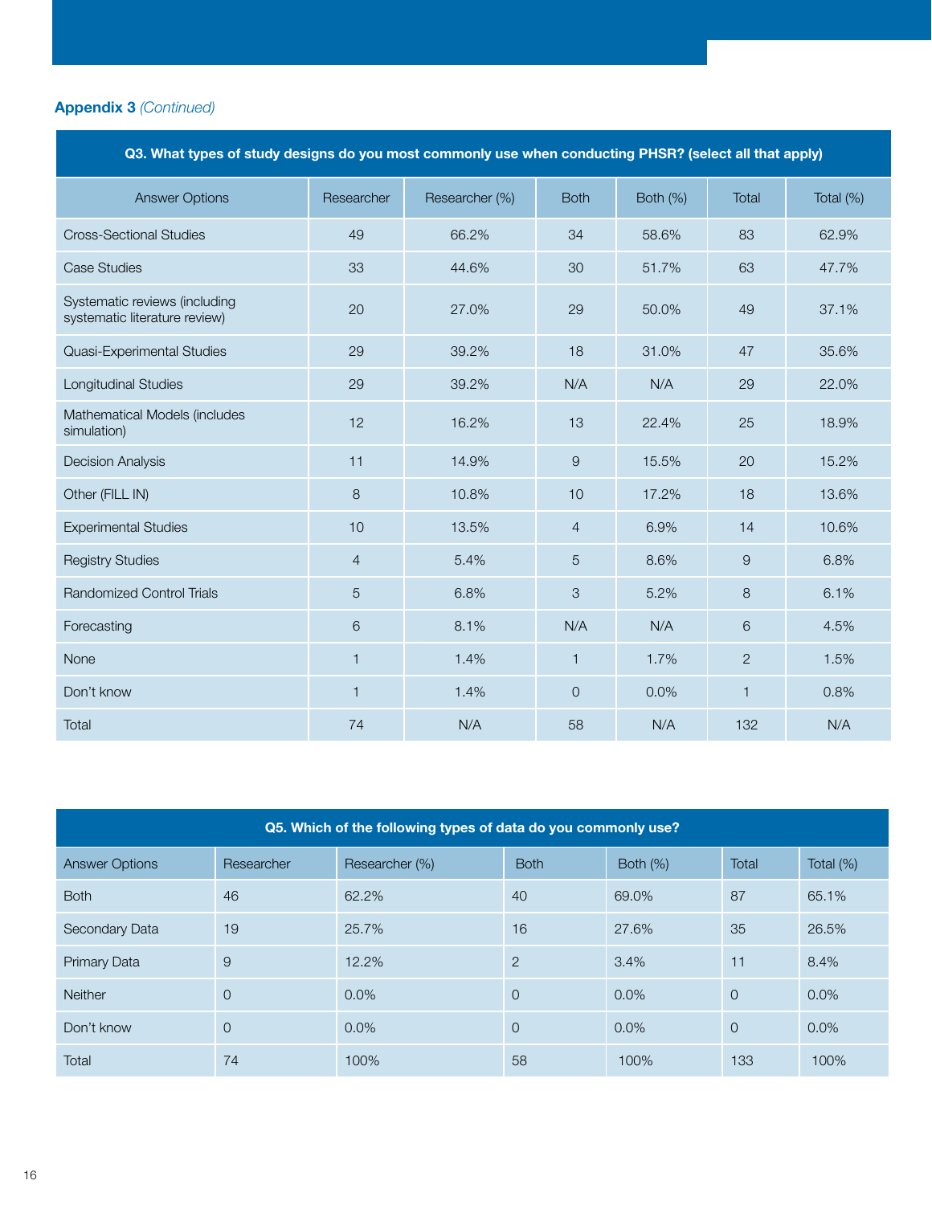**Appendix 3** *(Continued)*

| Q3. What types of study designs do you most commonly use when conducting PHSR? (select all that apply) | | | | | | |
|---|---|---|---|---|---|---|
| Answer Options | Researcher | Researcher (%) | Both | Both (%) | Total | Total (%) |
| Cross-Sectional Studies | 49 | 66.2% | 34 | 58.6% | 83 | 62.9% |
| Case Studies | 33 | 44.6% | 30 | 51.7% | 63 | 47.7% |
| Systematic reviews (including systematic literature review) | 20 | 27.0% | 29 | 50.0% | 49 | 37.1% |
| Quasi-Experimental Studies | 29 | 39.2% | 18 | 31.0% | 47 | 35.6% |
| Longitudinal Studies | 29 | 39.2% | N/A | N/A | 29 | 22.0% |
| Mathematical Models (includes simulation) | 12 | 16.2% | 13 | 22.4% | 25 | 18.9% |
| Decision Analysis | 11 | 14.9% | 9 | 15.5% | 20 | 15.2% |
| Other (FILL IN) | 8 | 10.8% | 10 | 17.2% | 18 | 13.6% |
| Experimental Studies | 10 | 13.5% | 4 | 6.9% | 14 | 10.6% |
| Registry Studies | 4 | 5.4% | 5 | 8.6% | 9 | 6.8% |
| Randomized Control Trials | 5 | 6.8% | 3 | 5.2% | 8 | 6.1% |
| Forecasting | 6 | 8.1% | N/A | N/A | 6 | 4.5% |
| None | 1 | 1.4% | 1 | 1.7% | 2 | 1.5% |
| Don't know | 1 | 1.4% | 0 | 0.0% | 1 | 0.8% |
| Total | 74 | N/A | 58 | N/A | 132 | N/A |

| Q5. Which of the following types of data do you commonly use? | | | | | | |
|---|---|---|---|---|---|---|
| Answer Options | Researcher | Researcher (%) | Both | Both (%) | Total | Total (%) |
| Both | 46 | 62.2% | 40 | 69.0% | 87 | 65.1% |
| Secondary Data | 19 | 25.7% | 16 | 27.6% | 35 | 26.5% |
| Primary Data | 9 | 12.2% | 2 | 3.4% | 11 | 8.4% |
| Neither | 0 | 0.0% | 0 | 0.0% | 0 | 0.0% |
| Don't know | 0 | 0.0% | 0 | 0.0% | 0 | 0.0% |
| Total | 74 | 100% | 58 | 100% | 133 | 100% |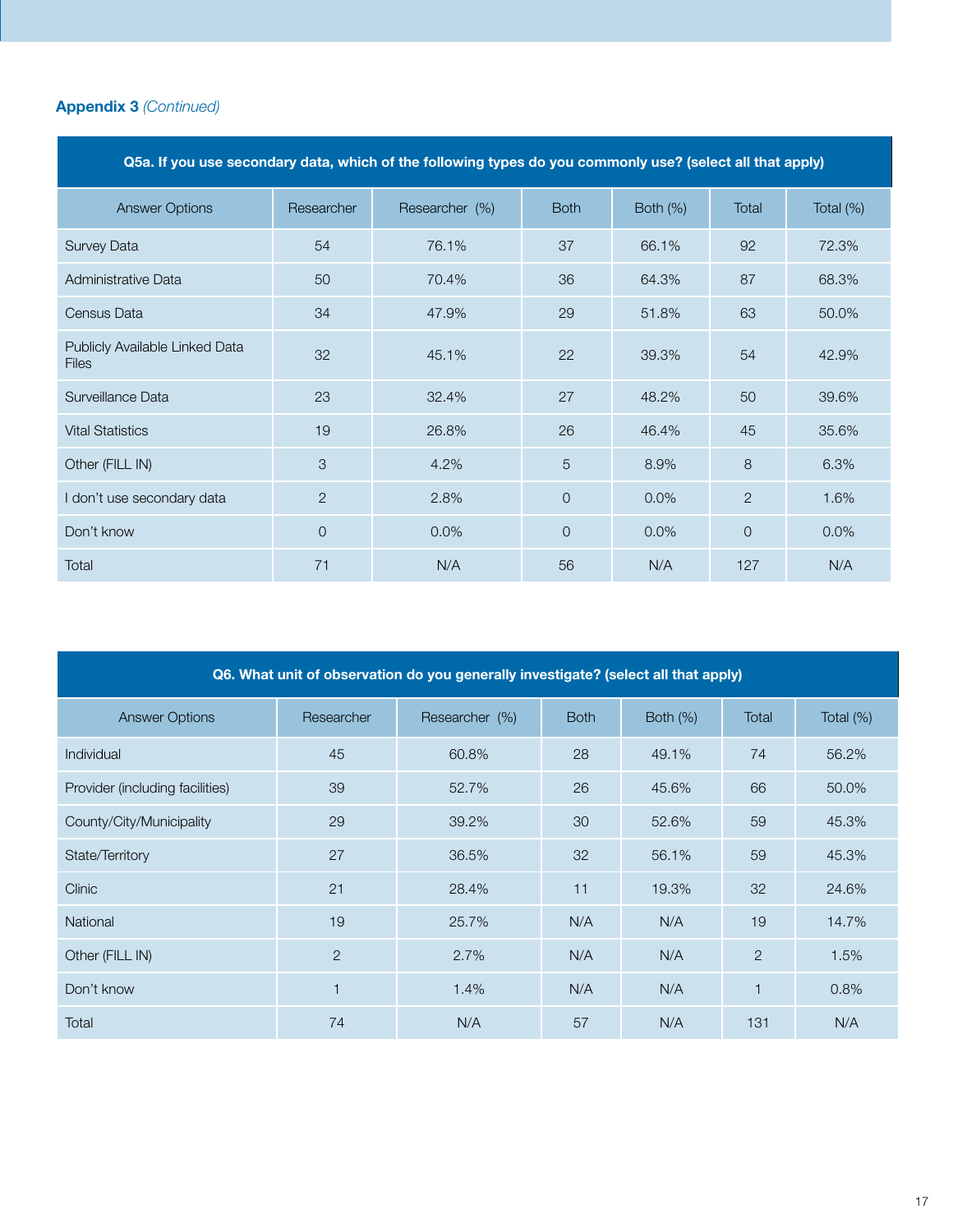**Appendix 3** *(Continued)*

| Q5a. If you use secondary data, which of the following types do you commonly use? (select all that apply) | | | | | | |
|---|---|---|---|---|---|---|
| Answer Options | Researcher | Researcher (%) | Both | Both (%) | Total | Total (%) |
| Survey Data | 54 | 76.1% | 37 | 66.1% | 92 | 72.3% |
| Administrative Data | 50 | 70.4% | 36 | 64.3% | 87 | 68.3% |
| Census Data | 34 | 47.9% | 29 | 51.8% | 63 | 50.0% |
| Publicly Available Linked Data Files | 32 | 45.1% | 22 | 39.3% | 54 | 42.9% |
| Surveillance Data | 23 | 32.4% | 27 | 48.2% | 50 | 39.6% |
| Vital Statistics | 19 | 26.8% | 26 | 46.4% | 45 | 35.6% |
| Other (FILL IN) | 3 | 4.2% | 5 | 8.9% | 8 | 6.3% |
| I don't use secondary data | 2 | 2.8% | 0 | 0.0% | 2 | 1.6% |
| Don't know | 0 | 0.0% | 0 | 0.0% | 0 | 0.0% |
| Total | 71 | N/A | 56 | N/A | 127 | N/A |

| Q6. What unit of observation do you generally investigate? (select all that apply) | | | | | | |
|---|---|---|---|---|---|---|
| Answer Options | Researcher | Researcher (%) | Both | Both (%) | Total | Total (%) |
| Individual | 45 | 60.8% | 28 | 49.1% | 74 | 56.2% |
| Provider (including facilities) | 39 | 52.7% | 26 | 45.6% | 66 | 50.0% |
| County/City/Municipality | 29 | 39.2% | 30 | 52.6% | 59 | 45.3% |
| State/Territory | 27 | 36.5% | 32 | 56.1% | 59 | 45.3% |
| Clinic | 21 | 28.4% | 11 | 19.3% | 32 | 24.6% |
| National | 19 | 25.7% | N/A | N/A | 19 | 14.7% |
| Other (FILL IN) | 2 | 2.7% | N/A | N/A | 2 | 1.5% |
| Don't know | 1 | 1.4% | N/A | N/A | 1 | 0.8% |
| Total | 74 | N/A | 57 | N/A | 131 | N/A |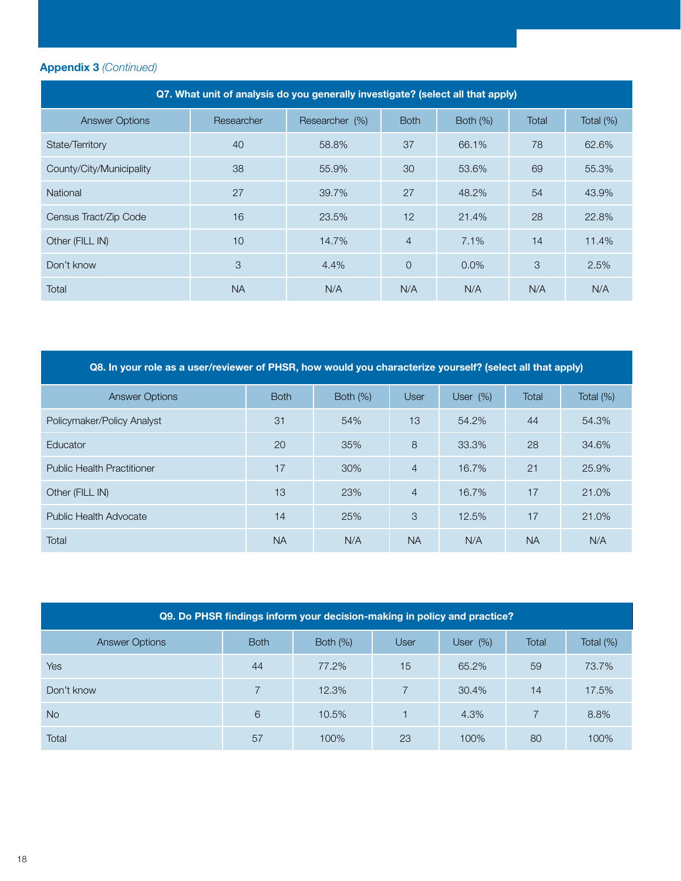**Appendix 3** *(Continued)*

| Q7. What unit of analysis do you generally investigate? (select all that apply) | | | | | | |
|---|---|---|---|---|---|---|
| Answer Options | Researcher | Researcher (%) | Both | Both (%) | Total | Total (%) |
| State/Territory | 40 | 58.8% | 37 | 66.1% | 78 | 62.6% |
| County/City/Municipality | 38 | 55.9% | 30 | 53.6% | 69 | 55.3% |
| National | 27 | 39.7% | 27 | 48.2% | 54 | 43.9% |
| Census Tract/Zip Code | 16 | 23.5% | 12 | 21.4% | 28 | 22.8% |
| Other (FILL IN) | 10 | 14.7% | 4 | 7.1% | 14 | 11.4% |
| Don't know | 3 | 4.4% | 0 | 0.0% | 3 | 2.5% |
| Total | NA | N/A | N/A | N/A | N/A | N/A |

| Q8. In your role as a user/reviewer of PHSR, how would you characterize yourself? (select all that apply) | | | | | | |
|---|---|---|---|---|---|---|
| Answer Options | Both | Both (%) | User | User (%) | Total | Total (%) |
| Policymaker/Policy Analyst | 31 | 54% | 13 | 54.2% | 44 | 54.3% |
| Educator | 20 | 35% | 8 | 33.3% | 28 | 34.6% |
| Public Health Practitioner | 17 | 30% | 4 | 16.7% | 21 | 25.9% |
| Other (FILL IN) | 13 | 23% | 4 | 16.7% | 17 | 21.0% |
| Public Health Advocate | 14 | 25% | 3 | 12.5% | 17 | 21.0% |
| Total | NA | N/A | NA | N/A | NA | N/A |

| Q9. Do PHSR findings inform your decision-making in policy and practice? | | | | | | |
|---|---|---|---|---|---|---|
| Answer Options | Both | Both (%) | User | User (%) | Total | Total (%) |
| Yes | 44 | 77.2% | 15 | 65.2% | 59 | 73.7% |
| Don't know | 7 | 12.3% | 7 | 30.4% | 14 | 17.5% |
| No | 6 | 10.5% | 1 | 4.3% | 7 | 8.8% |
| Total | 57 | 100% | 23 | 100% | 80 | 100% |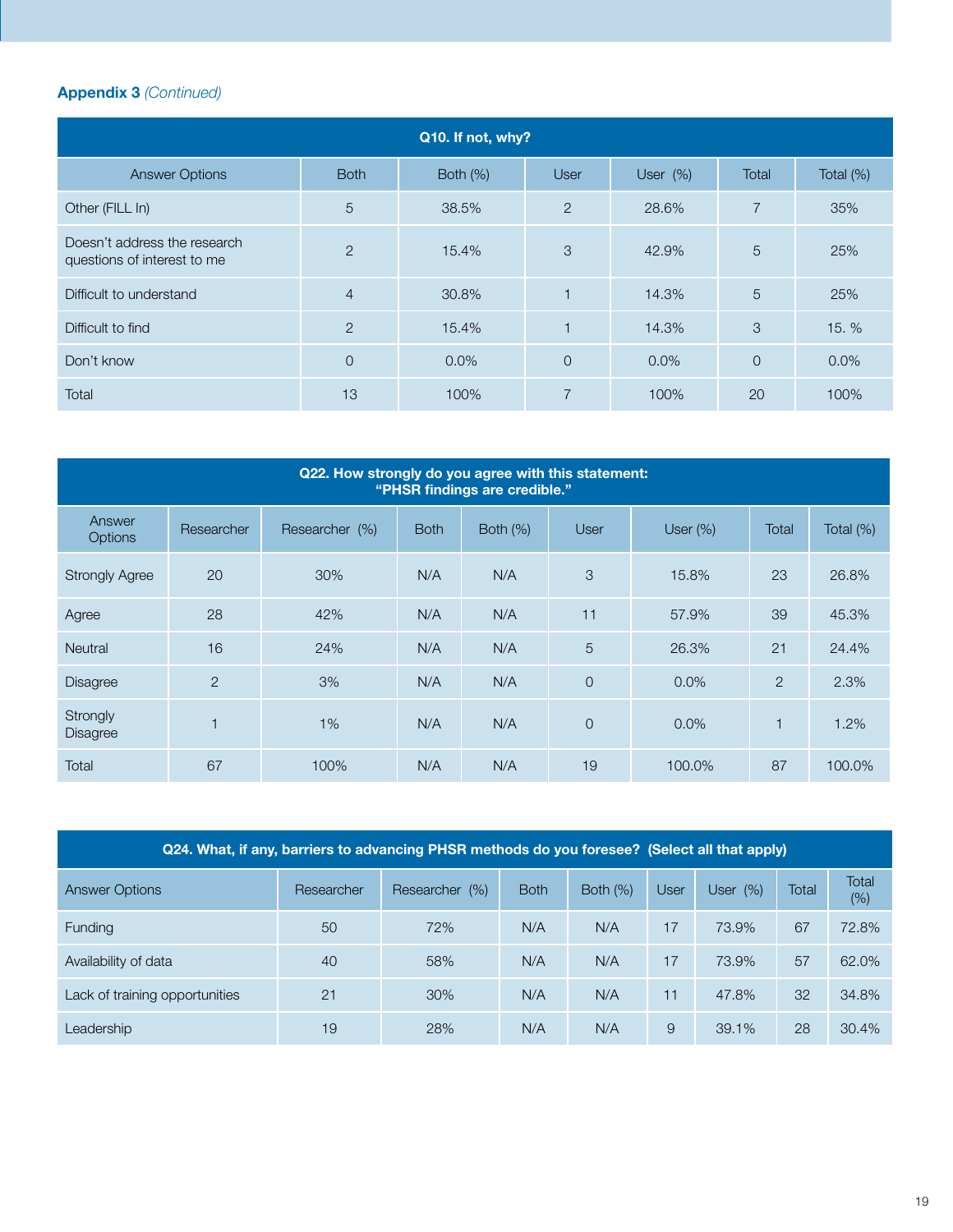**Appendix 3** *(Continued)*

| Q10. If not, why? | | | | | | |
|---|---|---|---|---|---|---|
| Answer Options | Both | Both (%) | User | User (%) | Total | Total (%) |
| Other (FILL In) | 5 | 38.5% | 2 | 28.6% | 7 | 35% |
| Doesn't address the research questions of interest to me | 2 | 15.4% | 3 | 42.9% | 5 | 25% |
| Difficult to understand | 4 | 30.8% | 1 | 14.3% | 5 | 25% |
| Difficult to find | 2 | 15.4% | 1 | 14.3% | 3 | 15. % |
| Don't know | 0 | 0.0% | 0 | 0.0% | 0 | 0.0% |
| Total | 13 | 100% | 7 | 100% | 20 | 100% |

| Q22. How strongly do you agree with this statement: "PHSR findings are credible." | | | | | | | | |
|---|---|---|---|---|---|---|---|---|
| Answer Options | Researcher | Researcher (%) | Both | Both (%) | User | User (%) | Total | Total (%) |
| Strongly Agree | 20 | 30% | N/A | N/A | 3 | 15.8% | 23 | 26.8% |
| Agree | 28 | 42% | N/A | N/A | 11 | 57.9% | 39 | 45.3% |
| Neutral | 16 | 24% | N/A | N/A | 5 | 26.3% | 21 | 24.4% |
| Disagree | 2 | 3% | N/A | N/A | 0 | 0.0% | 2 | 2.3% |
| Strongly Disagree | 1 | 1% | N/A | N/A | 0 | 0.0% | 1 | 1.2% |
| Total | 67 | 100% | N/A | N/A | 19 | 100.0% | 87 | 100.0% |

| Q24. What, if any, barriers to advancing PHSR methods do you foresee? (Select all that apply) | | | | | | | | |
|---|---|---|---|---|---|---|---|---|
| Answer Options | Researcher | Researcher (%) | Both | Both (%) | User | User (%) | Total | Total (%) |
| Funding | 50 | 72% | N/A | N/A | 17 | 73.9% | 67 | 72.8% |
| Availability of data | 40 | 58% | N/A | N/A | 17 | 73.9% | 57 | 62.0% |
| Lack of training opportunities | 21 | 30% | N/A | N/A | 11 | 47.8% | 32 | 34.8% |
| Leadership | 19 | 28% | N/A | N/A | 9 | 39.1% | 28 | 30.4% |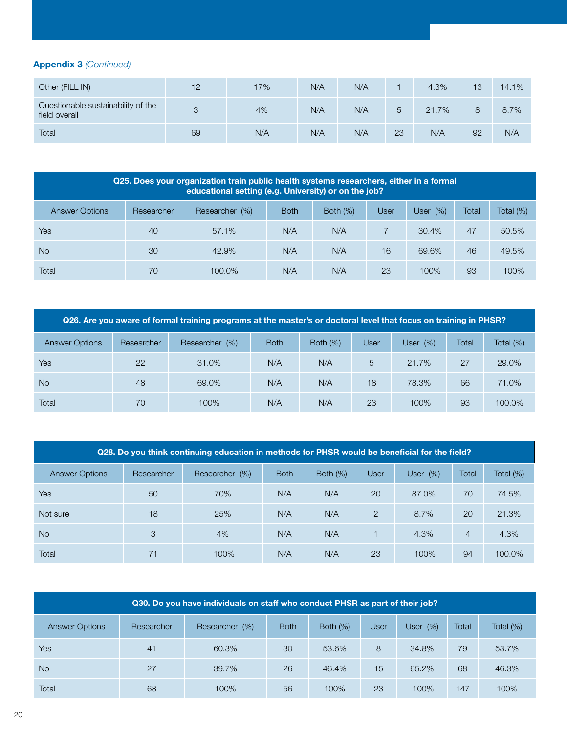**Appendix 3** *(Continued)*

| | | | | | | | | |
|---|---|---|---|---|---|---|---|---|
| Other (FILL IN) | 12 | 17% | N/A | N/A | 1 | 4.3% | 13 | 14.1% |
| Questionable sustainability of the field overall | 3 | 4% | N/A | N/A | 5 | 21.7% | 8 | 8.7% |
| Total | 69 | N/A | N/A | N/A | 23 | N/A | 92 | N/A |

**Q25. Does your organization train public health systems researchers, either in a formal educational setting (e.g. University) or on the job?**

| Answer Options | Researcher | Researcher (%) | Both | Both (%) | User | User (%) | Total | Total (%) |
|---|---|---|---|---|---|---|---|---|
| Yes | 40 | 57.1% | N/A | N/A | 7 | 30.4% | 47 | 50.5% |
| No | 30 | 42.9% | N/A | N/A | 16 | 69.6% | 46 | 49.5% |
| Total | 70 | 100.0% | N/A | N/A | 23 | 100% | 93 | 100% |

**Q26. Are you aware of formal training programs at the master's or doctoral level that focus on training in PHSR?**

| Answer Options | Researcher | Researcher (%) | Both | Both (%) | User | User (%) | Total | Total (%) |
|---|---|---|---|---|---|---|---|---|
| Yes | 22 | 31.0% | N/A | N/A | 5 | 21.7% | 27 | 29.0% |
| No | 48 | 69.0% | N/A | N/A | 18 | 78.3% | 66 | 71.0% |
| Total | 70 | 100% | N/A | N/A | 23 | 100% | 93 | 100.0% |

**Q28. Do you think continuing education in methods for PHSR would be beneficial for the field?**

| Answer Options | Researcher | Researcher (%) | Both | Both (%) | User | User (%) | Total | Total (%) |
|---|---|---|---|---|---|---|---|---|
| Yes | 50 | 70% | N/A | N/A | 20 | 87.0% | 70 | 74.5% |
| Not sure | 18 | 25% | N/A | N/A | 2 | 8.7% | 20 | 21.3% |
| No | 3 | 4% | N/A | N/A | 1 | 4.3% | 4 | 4.3% |
| Total | 71 | 100% | N/A | N/A | 23 | 100% | 94 | 100.0% |

**Q30. Do you have individuals on staff who conduct PHSR as part of their job?**

| Answer Options | Researcher | Researcher (%) | Both | Both (%) | User | User (%) | Total | Total (%) |
|---|---|---|---|---|---|---|---|---|
| Yes | 41 | 60.3% | 30 | 53.6% | 8 | 34.8% | 79 | 53.7% |
| No | 27 | 39.7% | 26 | 46.4% | 15 | 65.2% | 68 | 46.3% |
| Total | 68 | 100% | 56 | 100% | 23 | 100% | 147 | 100% |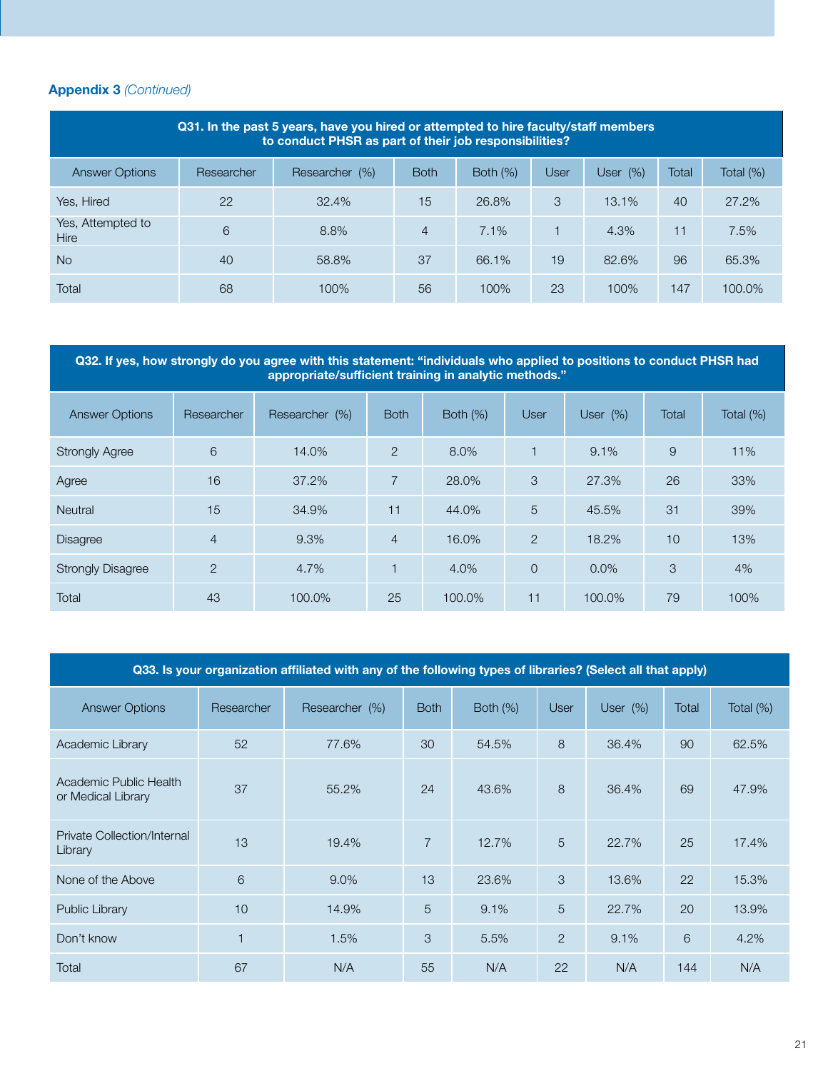**Appendix 3** *(Continued)*

| Q31. In the past 5 years, have you hired or attempted to hire faculty/staff members to conduct PHSR as part of their job responsibilities? | | | | | | | | |
|---|---|---|---|---|---|---|---|---|
| Answer Options | Researcher | Researcher (%) | Both | Both (%) | User | User (%) | Total | Total (%) |
| Yes, Hired | 22 | 32.4% | 15 | 26.8% | 3 | 13.1% | 40 | 27.2% |
| Yes, Attempted to Hire | 6 | 8.8% | 4 | 7.1% | 1 | 4.3% | 11 | 7.5% |
| No | 40 | 58.8% | 37 | 66.1% | 19 | 82.6% | 96 | 65.3% |
| Total | 68 | 100% | 56 | 100% | 23 | 100% | 147 | 100.0% |

| Q32. If yes, how strongly do you agree with this statement: "individuals who applied to positions to conduct PHSR had appropriate/sufficient training in analytic methods." | | | | | | | | |
|---|---|---|---|---|---|---|---|---|
| Answer Options | Researcher | Researcher (%) | Both | Both (%) | User | User (%) | Total | Total (%) |
| Strongly Agree | 6 | 14.0% | 2 | 8.0% | 1 | 9.1% | 9 | 11% |
| Agree | 16 | 37.2% | 7 | 28.0% | 3 | 27.3% | 26 | 33% |
| Neutral | 15 | 34.9% | 11 | 44.0% | 5 | 45.5% | 31 | 39% |
| Disagree | 4 | 9.3% | 4 | 16.0% | 2 | 18.2% | 10 | 13% |
| Strongly Disagree | 2 | 4.7% | 1 | 4.0% | 0 | 0.0% | 3 | 4% |
| Total | 43 | 100.0% | 25 | 100.0% | 11 | 100.0% | 79 | 100% |

| Q33. Is your organization affiliated with any of the following types of libraries? (Select all that apply) | | | | | | | | |
|---|---|---|---|---|---|---|---|---|
| Answer Options | Researcher | Researcher (%) | Both | Both (%) | User | User (%) | Total | Total (%) |
| Academic Library | 52 | 77.6% | 30 | 54.5% | 8 | 36.4% | 90 | 62.5% |
| Academic Public Health or Medical Library | 37 | 55.2% | 24 | 43.6% | 8 | 36.4% | 69 | 47.9% |
| Private Collection/Internal Library | 13 | 19.4% | 7 | 12.7% | 5 | 22.7% | 25 | 17.4% |
| None of the Above | 6 | 9.0% | 13 | 23.6% | 3 | 13.6% | 22 | 15.3% |
| Public Library | 10 | 14.9% | 5 | 9.1% | 5 | 22.7% | 20 | 13.9% |
| Don't know | 1 | 1.5% | 3 | 5.5% | 2 | 9.1% | 6 | 4.2% |
| Total | 67 | N/A | 55 | N/A | 22 | N/A | 144 | N/A |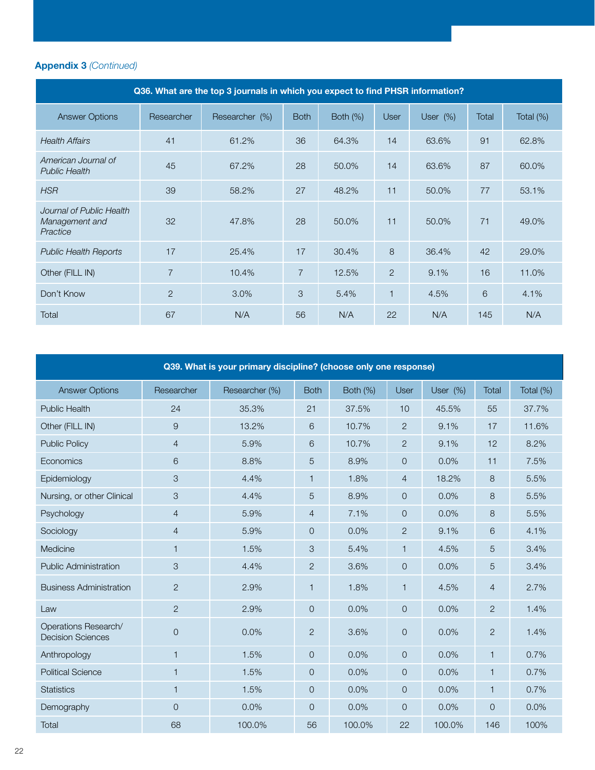**Appendix 3** *(Continued)*

| Q36. What are the top 3 journals in which you expect to find PHSR information? | | | | | | | | |
|---|---|---|---|---|---|---|---|---|
| Answer Options | Researcher | Researcher (%) | Both | Both (%) | User | User (%) | Total | Total (%) |
| *Health Affairs* | 41 | 61.2% | 36 | 64.3% | 14 | 63.6% | 91 | 62.8% |
| *American Journal of Public Health* | 45 | 67.2% | 28 | 50.0% | 14 | 63.6% | 87 | 60.0% |
| *HSR* | 39 | 58.2% | 27 | 48.2% | 11 | 50.0% | 77 | 53.1% |
| *Journal of Public Health Management and Practice* | 32 | 47.8% | 28 | 50.0% | 11 | 50.0% | 71 | 49.0% |
| *Public Health Reports* | 17 | 25.4% | 17 | 30.4% | 8 | 36.4% | 42 | 29.0% |
| Other (FILL IN) | 7 | 10.4% | 7 | 12.5% | 2 | 9.1% | 16 | 11.0% |
| Don't Know | 2 | 3.0% | 3 | 5.4% | 1 | 4.5% | 6 | 4.1% |
| Total | 67 | N/A | 56 | N/A | 22 | N/A | 145 | N/A |

| Q39. What is your primary discipline? (choose only one response) | | | | | | | | |
|---|---|---|---|---|---|---|---|---|
| Answer Options | Researcher | Researcher (%) | Both | Both (%) | User | User (%) | Total | Total (%) |
| Public Health | 24 | 35.3% | 21 | 37.5% | 10 | 45.5% | 55 | 37.7% |
| Other (FILL IN) | 9 | 13.2% | 6 | 10.7% | 2 | 9.1% | 17 | 11.6% |
| Public Policy | 4 | 5.9% | 6 | 10.7% | 2 | 9.1% | 12 | 8.2% |
| Economics | 6 | 8.8% | 5 | 8.9% | 0 | 0.0% | 11 | 7.5% |
| Epidemiology | 3 | 4.4% | 1 | 1.8% | 4 | 18.2% | 8 | 5.5% |
| Nursing, or other Clinical | 3 | 4.4% | 5 | 8.9% | 0 | 0.0% | 8 | 5.5% |
| Psychology | 4 | 5.9% | 4 | 7.1% | 0 | 0.0% | 8 | 5.5% |
| Sociology | 4 | 5.9% | 0 | 0.0% | 2 | 9.1% | 6 | 4.1% |
| Medicine | 1 | 1.5% | 3 | 5.4% | 1 | 4.5% | 5 | 3.4% |
| Public Administration | 3 | 4.4% | 2 | 3.6% | 0 | 0.0% | 5 | 3.4% |
| Business Administration | 2 | 2.9% | 1 | 1.8% | 1 | 4.5% | 4 | 2.7% |
| Law | 2 | 2.9% | 0 | 0.0% | 0 | 0.0% | 2 | 1.4% |
| Operations Research/ Decision Sciences | 0 | 0.0% | 2 | 3.6% | 0 | 0.0% | 2 | 1.4% |
| Anthropology | 1 | 1.5% | 0 | 0.0% | 0 | 0.0% | 1 | 0.7% |
| Political Science | 1 | 1.5% | 0 | 0.0% | 0 | 0.0% | 1 | 0.7% |
| Statistics | 1 | 1.5% | 0 | 0.0% | 0 | 0.0% | 1 | 0.7% |
| Demography | 0 | 0.0% | 0 | 0.0% | 0 | 0.0% | 0 | 0.0% |
| Total | 68 | 100.0% | 56 | 100.0% | 22 | 100.0% | 146 | 100% |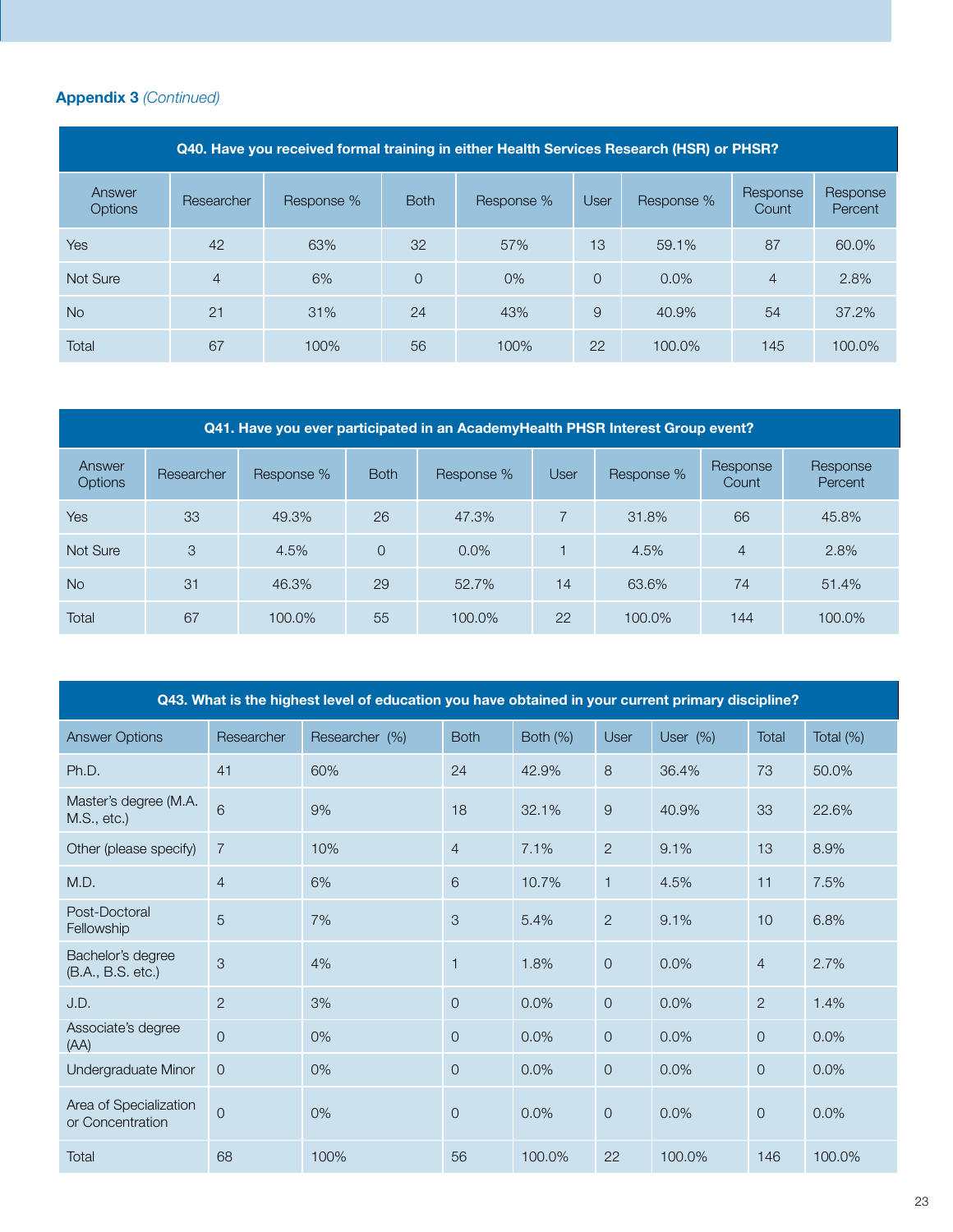**Appendix 3** *(Continued)*

| Q40. Have you received formal training in either Health Services Research (HSR) or PHSR? | | | | | | | | |
|---|---|---|---|---|---|---|---|---|
| Answer Options | Researcher | Response % | Both | Response % | User | Response % | Response Count | Response Percent |
| Yes | 42 | 63% | 32 | 57% | 13 | 59.1% | 87 | 60.0% |
| Not Sure | 4 | 6% | 0 | 0% | 0 | 0.0% | 4 | 2.8% |
| No | 21 | 31% | 24 | 43% | 9 | 40.9% | 54 | 37.2% |
| Total | 67 | 100% | 56 | 100% | 22 | 100.0% | 145 | 100.0% |

| Q41. Have you ever participated in an AcademyHealth PHSR Interest Group event? | | | | | | | | |
|---|---|---|---|---|---|---|---|---|
| Answer Options | Researcher | Response % | Both | Response % | User | Response % | Response Count | Response Percent |
| Yes | 33 | 49.3% | 26 | 47.3% | 7 | 31.8% | 66 | 45.8% |
| Not Sure | 3 | 4.5% | 0 | 0.0% | 1 | 4.5% | 4 | 2.8% |
| No | 31 | 46.3% | 29 | 52.7% | 14 | 63.6% | 74 | 51.4% |
| Total | 67 | 100.0% | 55 | 100.0% | 22 | 100.0% | 144 | 100.0% |

| Q43. What is the highest level of education you have obtained in your current primary discipline? | | | | | | | | |
|---|---|---|---|---|---|---|---|---|
| Answer Options | Researcher | Researcher (%) | Both | Both (%) | User | User (%) | Total | Total (%) |
| Ph.D. | 41 | 60% | 24 | 42.9% | 8 | 36.4% | 73 | 50.0% |
| Master's degree (M.A. M.S., etc.) | 6 | 9% | 18 | 32.1% | 9 | 40.9% | 33 | 22.6% |
| Other (please specify) | 7 | 10% | 4 | 7.1% | 2 | 9.1% | 13 | 8.9% |
| M.D. | 4 | 6% | 6 | 10.7% | 1 | 4.5% | 11 | 7.5% |
| Post-Doctoral Fellowship | 5 | 7% | 3 | 5.4% | 2 | 9.1% | 10 | 6.8% |
| Bachelor's degree (B.A., B.S. etc.) | 3 | 4% | 1 | 1.8% | 0 | 0.0% | 4 | 2.7% |
| J.D. | 2 | 3% | 0 | 0.0% | 0 | 0.0% | 2 | 1.4% |
| Associate's degree (AA) | 0 | 0% | 0 | 0.0% | 0 | 0.0% | 0 | 0.0% |
| Undergraduate Minor | 0 | 0% | 0 | 0.0% | 0 | 0.0% | 0 | 0.0% |
| Area of Specialization or Concentration | 0 | 0% | 0 | 0.0% | 0 | 0.0% | 0 | 0.0% |
| Total | 68 | 100% | 56 | 100.0% | 22 | 100.0% | 146 | 100.0% |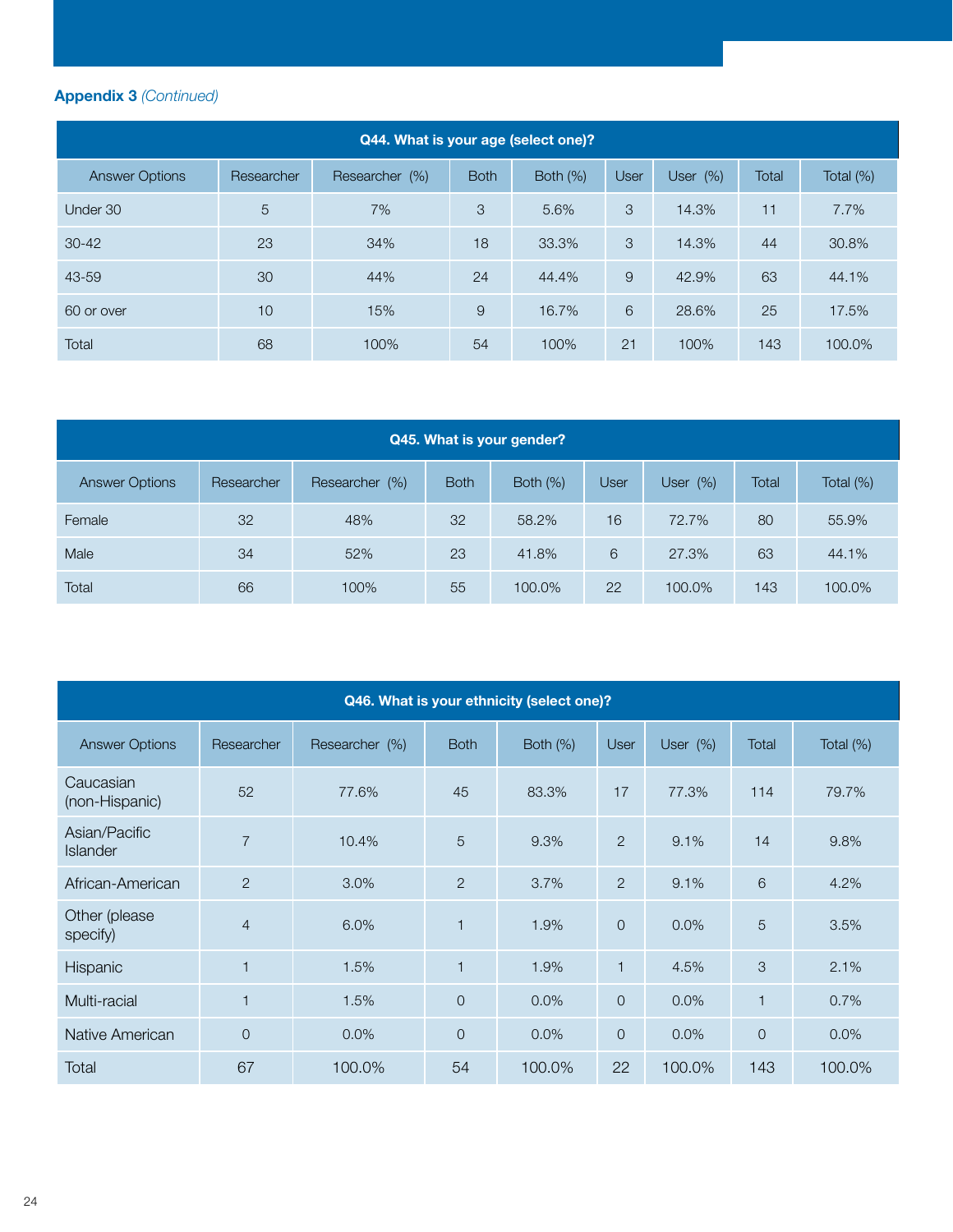**Appendix 3** *(Continued)*

| Q44. What is your age (select one)? | | | | | | | | |
|---|---|---|---|---|---|---|---|---|
| Answer Options | Researcher | Researcher (%) | Both | Both (%) | User | User (%) | Total | Total (%) |
| Under 30 | 5 | 7% | 3 | 5.6% | 3 | 14.3% | 11 | 7.7% |
| 30-42 | 23 | 34% | 18 | 33.3% | 3 | 14.3% | 44 | 30.8% |
| 43-59 | 30 | 44% | 24 | 44.4% | 9 | 42.9% | 63 | 44.1% |
| 60 or over | 10 | 15% | 9 | 16.7% | 6 | 28.6% | 25 | 17.5% |
| Total | 68 | 100% | 54 | 100% | 21 | 100% | 143 | 100.0% |

| Q45. What is your gender? | | | | | | | | |
|---|---|---|---|---|---|---|---|---|
| Answer Options | Researcher | Researcher (%) | Both | Both (%) | User | User (%) | Total | Total (%) |
| Female | 32 | 48% | 32 | 58.2% | 16 | 72.7% | 80 | 55.9% |
| Male | 34 | 52% | 23 | 41.8% | 6 | 27.3% | 63 | 44.1% |
| Total | 66 | 100% | 55 | 100.0% | 22 | 100.0% | 143 | 100.0% |

| Q46. What is your ethnicity (select one)? | | | | | | | | |
|---|---|---|---|---|---|---|---|---|
| Answer Options | Researcher | Researcher (%) | Both | Both (%) | User | User (%) | Total | Total (%) |
| Caucasian (non-Hispanic) | 52 | 77.6% | 45 | 83.3% | 17 | 77.3% | 114 | 79.7% |
| Asian/Pacific Islander | 7 | 10.4% | 5 | 9.3% | 2 | 9.1% | 14 | 9.8% |
| African-American | 2 | 3.0% | 2 | 3.7% | 2 | 9.1% | 6 | 4.2% |
| Other (please specify) | 4 | 6.0% | 1 | 1.9% | 0 | 0.0% | 5 | 3.5% |
| Hispanic | 1 | 1.5% | 1 | 1.9% | 1 | 4.5% | 3 | 2.1% |
| Multi-racial | 1 | 1.5% | 0 | 0.0% | 0 | 0.0% | 1 | 0.7% |
| Native American | 0 | 0.0% | 0 | 0.0% | 0 | 0.0% | 0 | 0.0% |
| Total | 67 | 100.0% | 54 | 100.0% | 22 | 100.0% | 143 | 100.0% |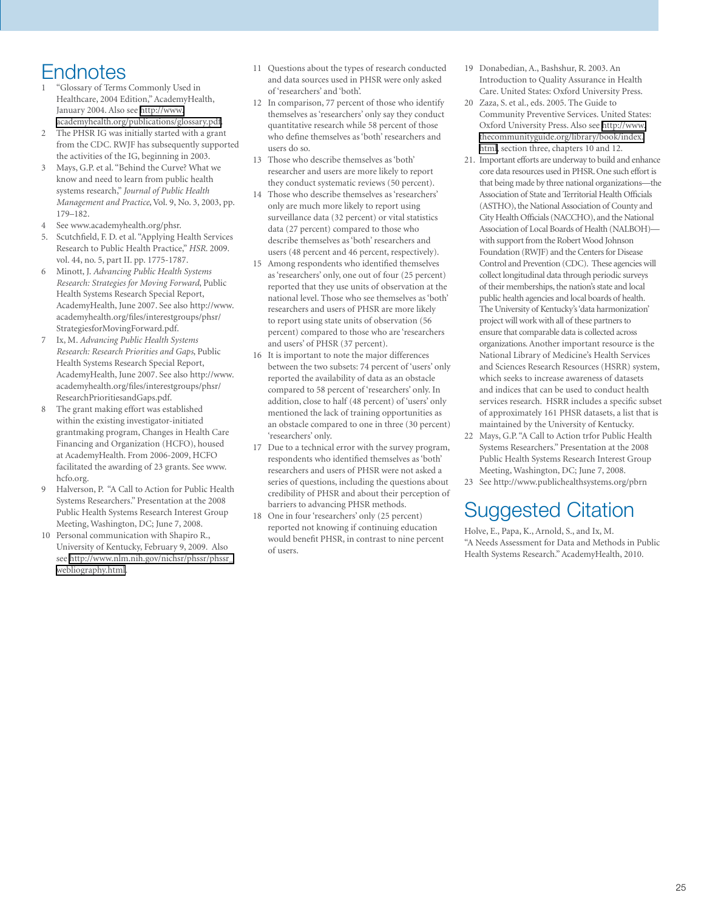# Endnotes

1 "Glossary of Terms Commonly Used in Healthcare, 2004 Edition," AcademyHealth, January 2004. Also see http://www.academyhealth.org/publications/glossary.pdf.

2 The PHSR IG was initially started with a grant from the CDC. RWJF has subsequently supported the activities of the IG, beginning in 2003.

3 Mays, G.P. et al. "Behind the Curve? What we know and need to learn from public health systems research," *Journal of Public Health Management and Practice*, Vol. 9, No. 3, 2003, pp. 179–182.

4 See www.academyhealth.org/phsr.

5. Scutchfield, F. D. et al. "Applying Health Services Research to Public Health Practice," *HSR*. 2009. vol. 44, no. 5, part II. pp. 1775-1787.

6 Minott, J. *Advancing Public Health Systems Research: Strategies for Moving Forward*, Public Health Systems Research Special Report, AcademyHealth, June 2007. See also http://www.academyhealth.org/files/interestgroups/phsr/StrategiesforMovingForward.pdf.

7 Ix, M. *Advancing Public Health Systems Research: Research Priorities and Gaps*, Public Health Systems Research Special Report, AcademyHealth, June 2007. See also http://www.academyhealth.org/files/interestgroups/phsr/ResearchPrioritiesandGaps.pdf.

8 The grant making effort was established within the existing investigator-initiated grantmaking program, Changes in Health Care Financing and Organization (HCFO), housed at AcademyHealth. From 2006-2009, HCFO facilitated the awarding of 23 grants. See www.hcfo.org.

9 Halverson, P. "A Call to Action for Public Health Systems Researchers." Presentation at the 2008 Public Health Systems Research Interest Group Meeting, Washington, DC; June 7, 2008.

10 Personal communication with Shapiro R., University of Kentucky, February 9, 2009. Also see http://www.nlm.nih.gov/nichsr/phssr/phssr_webliography.html.

11 Questions about the types of research conducted and data sources used in PHSR were only asked of 'researchers' and 'both'.

12 In comparison, 77 percent of those who identify themselves as 'researchers' only say they conduct quantitative research while 58 percent of those who define themselves as 'both' researchers and users do so.

13 Those who describe themselves as 'both' researcher and users are more likely to report they conduct systematic reviews (50 percent).

14 Those who describe themselves as 'researchers' only are much more likely to report using surveillance data (32 percent) or vital statistics data (27 percent) compared to those who describe themselves as 'both' researchers and users (48 percent and 46 percent, respectively).

15 Among respondents who identified themselves as 'researchers' only, one out of four (25 percent) reported that they use units of observation at the national level. Those who see themselves as 'both' researchers and users of PHSR are more likely to report using state units of observation (56 percent) compared to those who are 'researchers and users' of PHSR (37 percent).

16 It is important to note the major differences between the two subsets: 74 percent of 'users' only reported the availability of data as an obstacle compared to 58 percent of 'researchers' only. In addition, close to half (48 percent) of 'users' only mentioned the lack of training opportunities as an obstacle compared to one in three (30 percent) 'researchers' only.

17 Due to a technical error with the survey program, respondents who identified themselves as 'both' researchers and users of PHSR were not asked a series of questions, including the questions about credibility of PHSR and about their perception of barriers to advancing PHSR methods.

18 One in four 'researchers' only (25 percent) reported not knowing if continuing education would benefit PHSR, in contrast to nine percent of users.

19 Donabedian, A., Bashshur, R. 2003. An Introduction to Quality Assurance in Health Care. United States: Oxford University Press.

20 Zaza, S. et al., eds. 2005. The Guide to Community Preventive Services. United States: Oxford University Press. Also see http://www.thecommunityguide.org/library/book/index.html, section three, chapters 10 and 12.

21. Important efforts are underway to build and enhance core data resources used in PHSR. One such effort is that being made by three national organizations—the Association of State and Territorial Health Officials (ASTHO), the National Association of County and City Health Officials (NACCHO), and the National Association of Local Boards of Health (NALBOH)—with support from the Robert Wood Johnson Foundation (RWJF) and the Centers for Disease Control and Prevention (CDC). These agencies will collect longitudinal data through periodic surveys of their memberships, the nation's state and local public health agencies and local boards of health. The University of Kentucky's 'data harmonization' project will work with all of these partners to ensure that comparable data is collected across organizations. Another important resource is the National Library of Medicine's Health Services and Sciences Research Resources (HSRR) system, which seeks to increase awareness of datasets and indices that can be used to conduct health services research. HSRR includes a specific subset of approximately 161 PHSR datasets, a list that is maintained by the University of Kentucky.

22 Mays, G.P. "A Call to Action trfor Public Health Systems Researchers." Presentation at the 2008 Public Health Systems Research Interest Group Meeting, Washington, DC; June 7, 2008.

23 See http://www.publichealthsystems.org/pbrn

# Suggested Citation

Holve, E., Papa, K., Arnold, S., and Ix, M. "A Needs Assessment for Data and Methods in Public Health Systems Research." AcademyHealth, 2010.